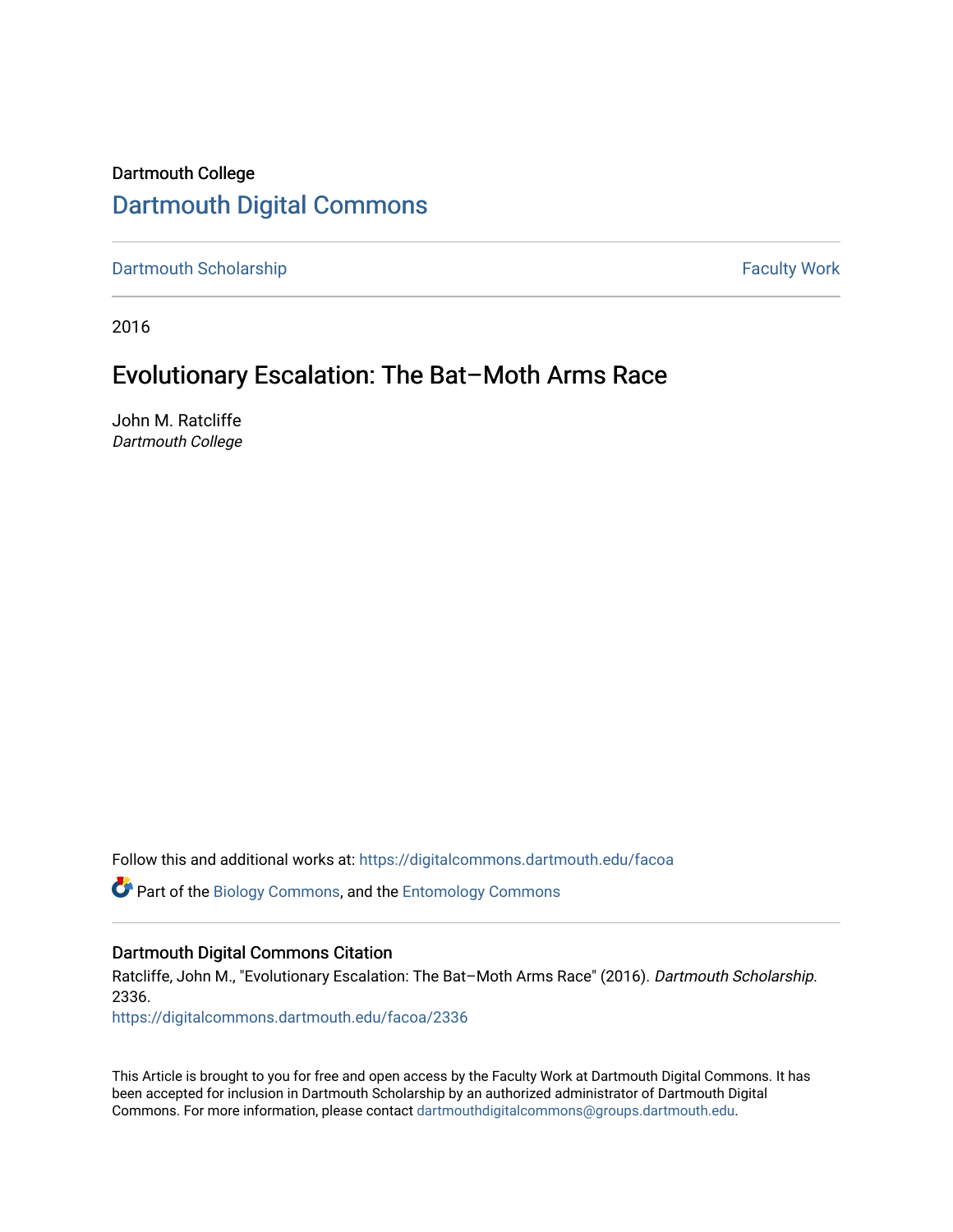Dartmouth College

# Dartmouth Digital Commons

Dartmouth Scholarship — Faculty Work

2016

## Evolutionary Escalation: The Bat–Moth Arms Race

John M. Ratcliffe
*Dartmouth College*

Follow this and additional works at: https://digitalcommons.dartmouth.edu/facoa

Part of the Biology Commons, and the Entomology Commons

### Dartmouth Digital Commons Citation

Ratcliffe, John M., "Evolutionary Escalation: The Bat–Moth Arms Race" (2016). *Dartmouth Scholarship*. 2336.
https://digitalcommons.dartmouth.edu/facoa/2336

This Article is brought to you for free and open access by the Faculty Work at Dartmouth Digital Commons. It has been accepted for inclusion in Dartmouth Scholarship by an authorized administrator of Dartmouth Digital Commons. For more information, please contact dartmouthdigitalcommons@groups.dartmouth.edu.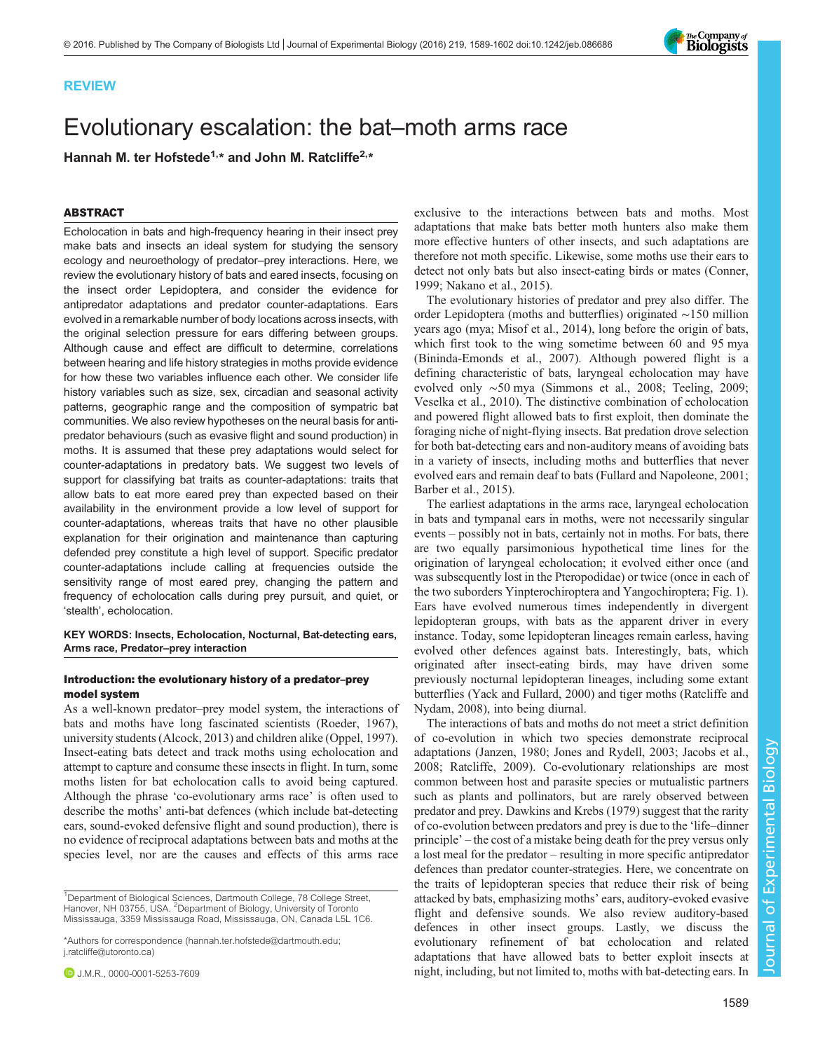# REVIEW

# Evolutionary escalation: the bat–moth arms race

**Hannah M. ter Hofstede[1,*] and John M. Ratcliffe[2,*]**

## ABSTRACT

Echolocation in bats and high-frequency hearing in their insect prey make bats and insects an ideal system for studying the sensory ecology and neuroethology of predator–prey interactions. Here, we review the evolutionary history of bats and eared insects, focusing on the insect order Lepidoptera, and consider the evidence for antipredator adaptations and predator counter-adaptations. Ears evolved in a remarkable number of body locations across insects, with the original selection pressure for ears differing between groups. Although cause and effect are difficult to determine, correlations between hearing and life history strategies in moths provide evidence for how these two variables influence each other. We consider life history variables such as size, sex, circadian and seasonal activity patterns, geographic range and the composition of sympatric bat communities. We also review hypotheses on the neural basis for anti-predator behaviours (such as evasive flight and sound production) in moths. It is assumed that these prey adaptations would select for counter-adaptations in predatory bats. We suggest two levels of support for classifying bat traits as counter-adaptations: traits that allow bats to eat more eared prey than expected based on their availability in the environment provide a low level of support for counter-adaptations, whereas traits that have no other plausible explanation for their origination and maintenance than capturing defended prey constitute a high level of support. Specific predator counter-adaptations include calling at frequencies outside the sensitivity range of most eared prey, changing the pattern and frequency of echolocation calls during prey pursuit, and quiet, or 'stealth', echolocation.

**KEY WORDS: Insects, Echolocation, Nocturnal, Bat-detecting ears, Arms race, Predator–prey interaction**

### Introduction: the evolutionary history of a predator–prey model system

As a well-known predator–prey model system, the interactions of bats and moths have long fascinated scientists (Roeder, 1967), university students (Alcock, 2013) and children alike (Oppel, 1997). Insect-eating bats detect and track moths using echolocation and attempt to capture and consume these insects in flight. In turn, some moths listen for bat echolocation calls to avoid being captured. Although the phrase 'co-evolutionary arms race' is often used to describe the moths' anti-bat defences (which include bat-detecting ears, sound-evoked defensive flight and sound production), there is no evidence of reciprocal adaptations between bats and moths at the species level, nor are the causes and effects of this arms race exclusive to the interactions between bats and moths. Most adaptations that make bats better moth hunters also make them more effective hunters of other insects, and such adaptations are therefore not moth specific. Likewise, some moths use their ears to detect not only bats but also insect-eating birds or mates (Conner, 1999; Nakano et al., 2015).

The evolutionary histories of predator and prey also differ. The order Lepidoptera (moths and butterflies) originated ∼150 million years ago (mya; Misof et al., 2014), long before the origin of bats, which first took to the wing sometime between 60 and 95 mya (Bininda-Emonds et al., 2007). Although powered flight is a defining characteristic of bats, laryngeal echolocation may have evolved only ∼50 mya (Simmons et al., 2008; Teeling, 2009; Veselka et al., 2010). The distinctive combination of echolocation and powered flight allowed bats to first exploit, then dominate the foraging niche of night-flying insects. Bat predation drove selection for both bat-detecting ears and non-auditory means of avoiding bats in a variety of insects, including moths and butterflies that never evolved ears and remain deaf to bats (Fullard and Napoleone, 2001; Barber et al., 2015).

The earliest adaptations in the arms race, laryngeal echolocation in bats and tympanal ears in moths, were not necessarily singular events – possibly not in bats, certainly not in moths. For bats, there are two equally parsimonious hypothetical time lines for the origination of laryngeal echolocation; it evolved either once (and was subsequently lost in the Pteropodidae) or twice (once in each of the two suborders Yinpterochiroptera and Yangochiroptera; Fig. 1). Ears have evolved numerous times independently in divergent lepidopteran groups, with bats as the apparent driver in every instance. Today, some lepidopteran lineages remain earless, having evolved other defences against bats. Interestingly, bats, which originated after insect-eating birds, may have driven some previously nocturnal lepidopteran lineages, including some extant butterflies (Yack and Fullard, 2000) and tiger moths (Ratcliffe and Nydam, 2008), into being diurnal.

The interactions of bats and moths do not meet a strict definition of co-evolution in which two species demonstrate reciprocal adaptations (Janzen, 1980; Jones and Rydell, 2003; Jacobs et al., 2008; Ratcliffe, 2009). Co-evolutionary relationships are most common between host and parasite species or mutualistic partners such as plants and pollinators, but are rarely observed between predator and prey. Dawkins and Krebs (1979) suggest that the rarity of co-evolution between predators and prey is due to the 'life–dinner principle' – the cost of a mistake being death for the prey versus only a lost meal for the predator – resulting in more specific antipredator defences than predator counter-strategies. Here, we concentrate on the traits of lepidopteran species that reduce their risk of being attacked by bats, emphasizing moths' ears, auditory-evoked evasive flight and defensive sounds. We also review auditory-based defences in other insect groups. Lastly, we discuss the evolutionary refinement of bat echolocation and related adaptations that have allowed bats to better exploit insects at night, including, but not limited to, moths with bat-detecting ears. In

[1]Department of Biological Sciences, Dartmouth College, 78 College Street, Hanover, NH 03755, USA. [2]Department of Biology, University of Toronto Mississauga, 3359 Mississauga Road, Mississauga, ON, Canada L5L 1C6.

*Authors for correspondence (hannah.ter.hofstede@dartmouth.edu; j.ratcliffe@utoronto.ca)

J.M.R., 0000-0001-5253-7609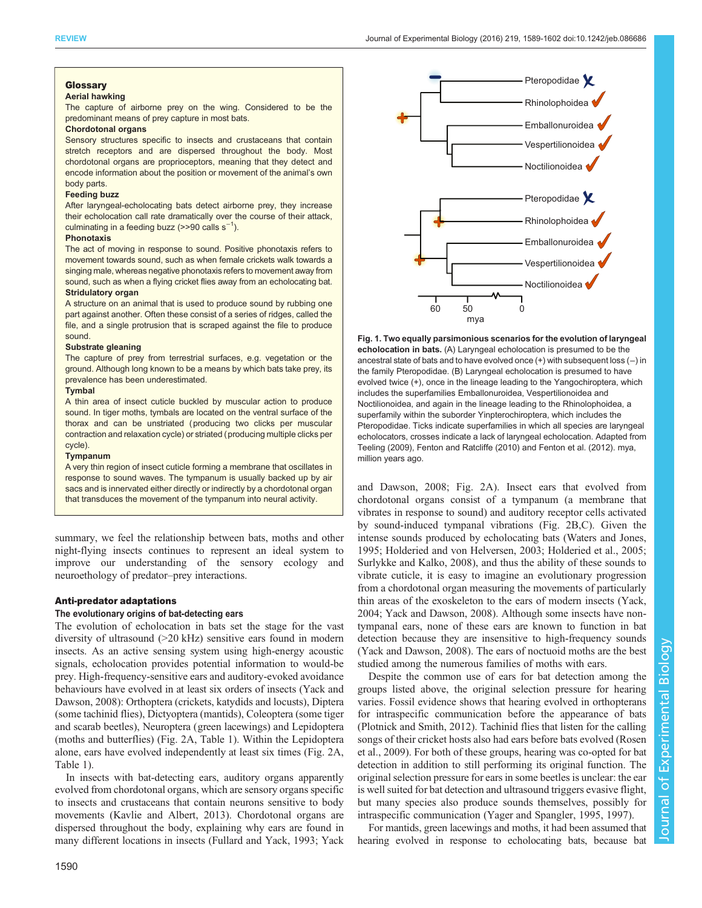**Glossary**

**Aerial hawking**
The capture of airborne prey on the wing. Considered to be the predominant means of prey capture in most bats.

**Chordotonal organs**
Sensory structures specific to insects and crustaceans that contain stretch receptors and are dispersed throughout the body. Most chordotonal organs are proprioceptors, meaning that they detect and encode information about the position or movement of the animal's own body parts.

**Feeding buzz**
After laryngeal-echolocating bats detect airborne prey, they increase their echolocation call rate dramatically over the course of their attack, culminating in a feeding buzz (>>90 calls $s^{-1}$).

**Phonotaxis**
The act of moving in response to sound. Positive phonotaxis refers to movement towards sound, such as when female crickets walk towards a singing male, whereas negative phonotaxis refers to movement away from sound, such as when a flying cricket flies away from an echolocating bat.

**Stridulatory organ**
A structure on an animal that is used to produce sound by rubbing one part against another. Often these consist of a series of ridges, called the file, and a single protrusion that is scraped against the file to produce sound.

**Substrate gleaning**
The capture of prey from terrestrial surfaces, e.g. vegetation or the ground. Although long known to be a means by which bats take prey, its prevalence has been underestimated.

**Tymbal**
A thin area of insect cuticle buckled by muscular action to produce sound. In tiger moths, tymbals are located on the ventral surface of the thorax and can be unstriated (producing two clicks per muscular contraction and relaxation cycle) or striated (producing multiple clicks per cycle).

**Tympanum**
A very thin region of insect cuticle forming a membrane that oscillates in response to sound waves. The tympanum is usually backed up by air sacs and is innervated either directly or indirectly by a chordotonal organ that transduces the movement of the tympanum into neural activity.

summary, we feel the relationship between bats, moths and other night-flying insects continues to represent an ideal system to improve our understanding of the sensory ecology and neuroethology of predator–prey interactions.

## Anti-predator adaptations

### The evolutionary origins of bat-detecting ears

The evolution of echolocation in bats set the stage for the vast diversity of ultrasound (>20 kHz) sensitive ears found in modern insects. As an active sensing system using high-energy acoustic signals, echolocation provides potential information to would-be prey. High-frequency-sensitive ears and auditory-evoked avoidance behaviours have evolved in at least six orders of insects (Yack and Dawson, 2008): Orthoptera (crickets, katydids and locusts), Diptera (some tachinid flies), Dictyoptera (mantids), Coleoptera (some tiger and scarab beetles), Neuroptera (green lacewings) and Lepidoptera (moths and butterflies) (Fig. 2A, Table 1). Within the Lepidoptera alone, ears have evolved independently at least six times (Fig. 2A, Table 1).

In insects with bat-detecting ears, auditory organs apparently evolved from chordotonal organs, which are sensory organs specific to insects and crustaceans that contain neurons sensitive to body movements (Kavlie and Albert, 2013). Chordotonal organs are dispersed throughout the body, explaining why ears are found in many different locations in insects (Fullard and Yack, 1993; Yack and Dawson, 2008; Fig. 2A). Insect ears that evolved from chordotonal organs consist of a tympanum (a membrane that vibrates in response to sound) and auditory receptor cells activated by sound-induced tympanal vibrations (Fig. 2B,C). Given the intense sounds produced by echolocating bats (Waters and Jones, 1995; Holderied and von Helversen, 2003; Holderied et al., 2005; Surlykke and Kalko, 2008), and thus the ability of these sounds to vibrate cuticle, it is easy to imagine an evolutionary progression from a chordotonal organ measuring the movements of particularly thin areas of the exoskeleton to the ears of modern insects (Yack, 2004; Yack and Dawson, 2008). Although some insects have non-tympanal ears, none of these ears are known to function in bat detection because they are insensitive to high-frequency sounds (Yack and Dawson, 2008). The ears of noctuoid moths are the best studied among the numerous families of moths with ears.

Despite the common use of ears for bat detection among the groups listed above, the original selection pressure for hearing varies. Fossil evidence shows that hearing evolved in orthopterans for intraspecific communication before the appearance of bats (Plotnick and Smith, 2012). Tachinid flies that listen for the calling songs of their cricket hosts also had ears before bats evolved (Rosen et al., 2009). For both of these groups, hearing was co-opted for bat detection in addition to still performing its original function. The original selection pressure for ears in some beetles is unclear: the ear is well suited for bat detection and ultrasound triggers evasive flight, but many species also produce sounds themselves, possibly for intraspecific communication (Yager and Spangler, 1995, 1997).

For mantids, green lacewings and moths, it had been assumed that hearing evolved in response to echolocating bats, because bat

**Fig. 1. Two equally parsimonious scenarios for the evolution of laryngeal echolocation in bats.** (A) Laryngeal echolocation is presumed to be the ancestral state of bats and to have evolved once (+) with subsequent loss (–) in the family Pteropodidae. (B) Laryngeal echolocation is presumed to have evolved twice (+), once in the lineage leading to the Yangochiroptera, which includes the superfamilies Emballonuroidea, Vespertilionoidea and Noctilionoidea, and again in the lineage leading to the Rhinolophoidea, a superfamily within the suborder Yinpterochiroptera, which includes the Pteropodidae. Ticks indicate superfamilies in which all species are laryngeal echolocators, crosses indicate a lack of laryngeal echolocation. Adapted from Teeling (2009), Fenton and Ratcliffe (2010) and Fenton et al. (2012). mya, million years ago.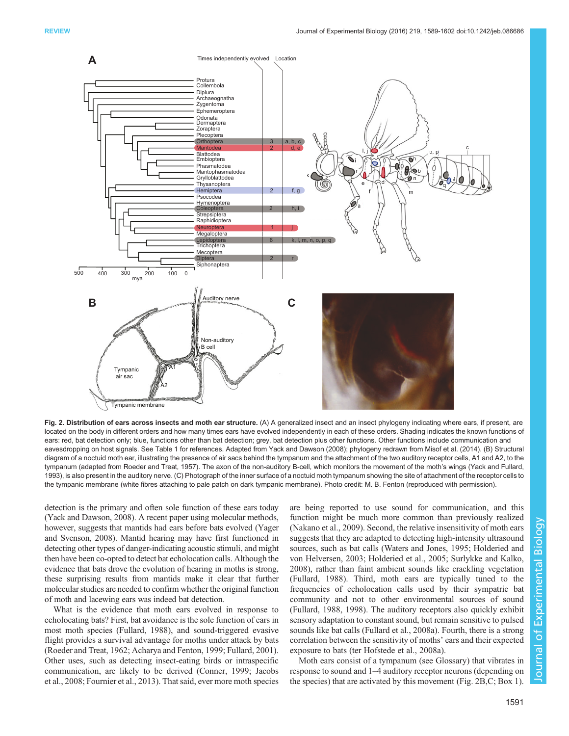**Fig. 2. Distribution of ears across insects and moth ear structure.** (A) A generalized insect and an insect phylogeny indicating where ears, if present, are located on the body in different orders and how many times ears have evolved independently in each of these orders. Shading indicates the known functions of ears: red, bat detection only; blue, functions other than bat detection; grey, bat detection plus other functions. Other functions include communication and eavesdropping on host signals. See Table 1 for references. Adapted from Yack and Dawson (2008); phylogeny redrawn from Misof et al. (2014). (B) Structural diagram of a noctuid moth ear, illustrating the presence of air sacs behind the tympanum and the attachment of the two auditory receptor cells, A1 and A2, to the tympanum (adapted from Roeder and Treat, 1957). The axon of the non-auditory B-cell, which monitors the movement of the moth's wings (Yack and Fullard, 1993), is also present in the auditory nerve. (C) Photograph of the inner surface of a noctuid moth tympanum showing the site of attachment of the receptor cells to the tympanic membrane (white fibres attaching to pale patch on dark tympanic membrane). Photo credit: M. B. Fenton (reproduced with permission).

detection is the primary and often sole function of these ears today (Yack and Dawson, 2008). A recent paper using molecular methods, however, suggests that mantids had ears before bats evolved (Yager and Svenson, 2008). Mantid hearing may have first functioned in detecting other types of danger-indicating acoustic stimuli, and might then have been co-opted to detect bat echolocation calls. Although the evidence that bats drove the evolution of hearing in moths is strong, these surprising results from mantids make it clear that further molecular studies are needed to confirm whether the original function of moth and lacewing ears was indeed bat detection.

What is the evidence that moth ears evolved in response to echolocating bats? First, bat avoidance is the sole function of ears in most moth species (Fullard, 1988), and sound-triggered evasive flight provides a survival advantage for moths under attack by bats (Roeder and Treat, 1962; Acharya and Fenton, 1999; Fullard, 2001). Other uses, such as detecting insect-eating birds or intraspecific communication, are likely to be derived (Conner, 1999; Jacobs et al., 2008; Fournier et al., 2013). That said, ever more moth species are being reported to use sound for communication, and this function might be much more common than previously realized (Nakano et al., 2009). Second, the relative insensitivity of moth ears suggests that they are adapted to detecting high-intensity ultrasound sources, such as bat calls (Waters and Jones, 1995; Holderied and von Helversen, 2003; Holderied et al., 2005; Surlykke and Kalko, 2008), rather than faint ambient sounds like crackling vegetation (Fullard, 1988). Third, moth ears are typically tuned to the frequencies of echolocation calls used by their sympatric bat community and not to other environmental sources of sound (Fullard, 1988, 1998). The auditory receptors also quickly exhibit sensory adaptation to constant sound, but remain sensitive to pulsed sounds like bat calls (Fullard et al., 2008a). Fourth, there is a strong correlation between the sensitivity of moths' ears and their expected exposure to bats (ter Hofstede et al., 2008a).

Moth ears consist of a tympanum (see Glossary) that vibrates in response to sound and 1–4 auditory receptor neurons (depending on the species) that are activated by this movement (Fig. 2B,C; Box 1).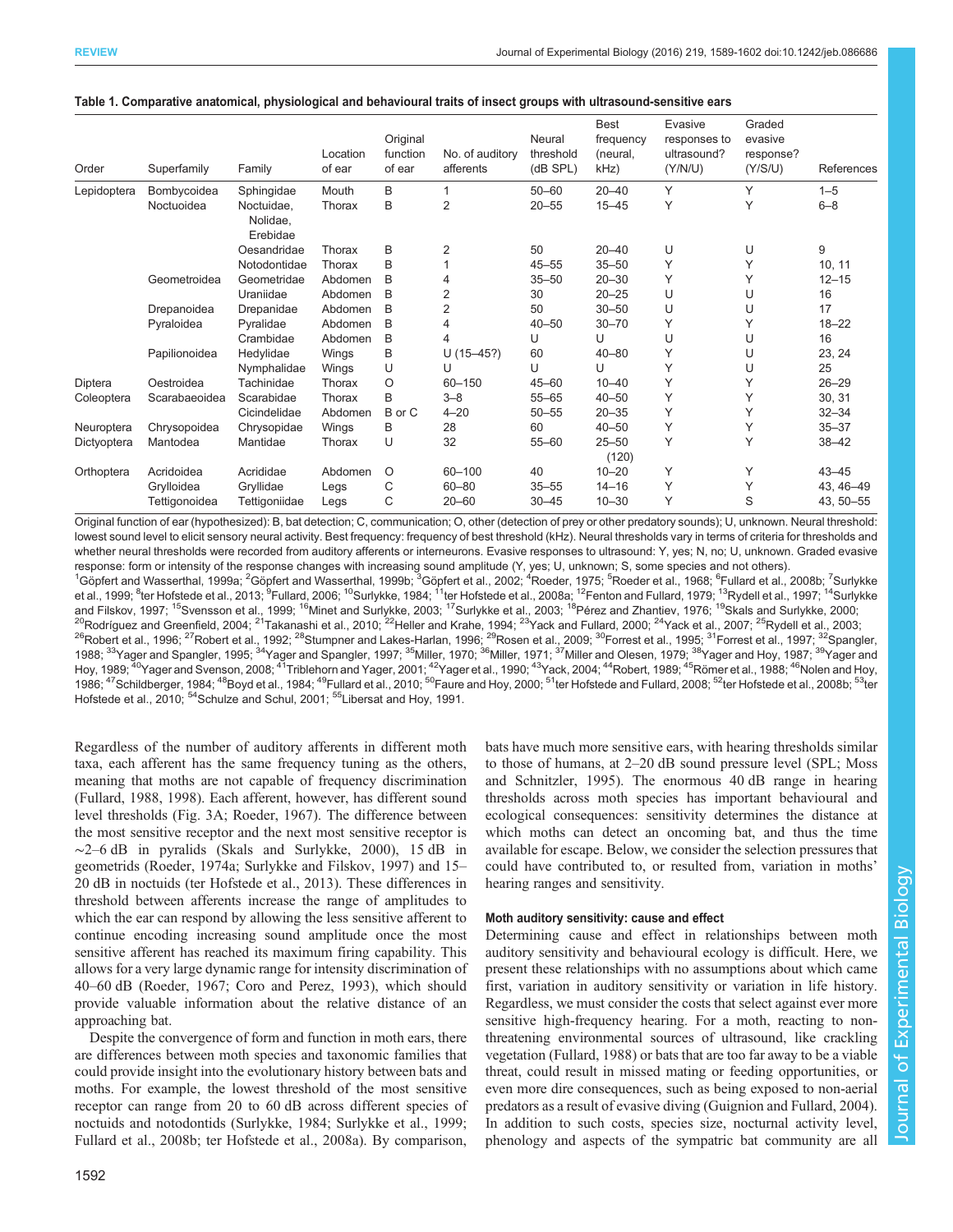**Table 1. Comparative anatomical, physiological and behavioural traits of insect groups with ultrasound-sensitive ears**

| Order | Superfamily | Family | Location of ear | Original function of ear | No. of auditory afferents | Neural threshold (dB SPL) | Best frequency (neural, kHz) | Evasive responses to ultrasound? (Y/N/U) | Graded evasive response? (Y/S/U) | References |
|---|---|---|---|---|---|---|---|---|---|---|
| Lepidoptera | Bombycoidea | Sphingidae | Mouth | B | 1 | 50–60 | 20–40 | Y | Y | 1–5 |
| | Noctuoidea | Noctuidae, Nolidae, Erebidae | Thorax | B | 2 | 20–55 | 15–45 | Y | Y | 6–8 |
| | | Oesandridae | Thorax | B | 2 | 50 | 20–40 | U | U | 9 |
| | | Notodontidae | Thorax | B | 1 | 45–55 | 35–50 | Y | Y | 10, 11 |
| | Geometroidea | Geometridae | Abdomen | B | 4 | 35–50 | 20–30 | Y | Y | 12–15 |
| | | Uraniidae | Abdomen | B | 2 | 30 | 20–25 | U | U | 16 |
| | Drepanoidea | Drepanidae | Abdomen | B | 2 | 50 | 30–50 | U | U | 17 |
| | Pyraloidea | Pyralidae | Abdomen | B | 4 | 40–50 | 30–70 | Y | Y | 18–22 |
| | | Crambidae | Abdomen | B | 4 | U | U | U | U | 16 |
| | Papilionoidea | Hedylidae | Wings | B | U (15–45?) | 60 | 40–80 | Y | U | 23, 24 |
| | | Nymphalidae | Wings | U | U | U | U | Y | U | 25 |
| Diptera | Oestroidea | Tachinidae | Thorax | O | 60–150 | 45–60 | 10–40 | Y | Y | 26–29 |
| Coleoptera | Scarabaeoidea | Scarabidae | Thorax | B | 3–8 | 55–65 | 40–50 | Y | Y | 30, 31 |
| | | Cicindelidae | Abdomen | B or C | 4–20 | 50–55 | 20–35 | Y | Y | 32–34 |
| Neuroptera | Chrysopoidea | Chrysopidae | Wings | B | 28 | 60 | 40–50 | Y | Y | 35–37 |
| Dictyoptera | Mantodea | Mantidae | Thorax | U | 32 | 55–60 | 25–50 (120) | Y | Y | 38–42 |
| Orthoptera | Acridoidea | Acrididae | Abdomen | O | 60–100 | 40 | 10–20 | Y | Y | 43–45 |
| | Grylloidea | Gryllidae | Legs | C | 60–80 | 35–55 | 14–16 | Y | Y | 43, 46–49 |
| | Tettigonoidea | Tettigoniidae | Legs | C | 20–60 | 30–45 | 10–30 | Y | S | 43, 50–55 |

Original function of ear (hypothesized): B, bat detection; C, communication; O, other (detection of prey or other predatory sounds); U, unknown. Neural threshold: lowest sound level to elicit sensory neural activity. Best frequency: frequency of best threshold (kHz). Neural thresholds vary in terms of criteria for thresholds and whether neural thresholds were recorded from auditory afferents or interneurons. Evasive responses to ultrasound: Y, yes; N, no; U, unknown. Graded evasive response: form or intensity of the response changes with increasing sound amplitude (Y, yes; U, unknown; S, some species and not others).

[1]Göpfert and Wasserthal, 1999a; [2]Göpfert and Wasserthal, 1999b; [3]Göpfert et al., 2002; [4]Roeder, 1975; [5]Roeder et al., 1968; [6]Fullard et al., 2008b; [7]Surlykke et al., 1999; [8]ter Hofstede et al., 2013; [9]Fullard, 2006; [10]Surlykke, 1984; [11]ter Hofstede et al., 2008a; [12]Fenton and Fullard, 1979; [13]Rydell et al., 1997; [14]Surlykke and Filskov, 1997; [15]Svensson et al., 1999; [16]Minet and Surlykke, 2003; [17]Surlykke et al., 2003; [18]Pérez and Zhantiev, 1976; [19]Skals and Surlykke, 2000; [20]Rodríguez and Greenfield, 2004; [21]Takanashi et al., 2010; [22]Heller and Krahe, 1994; [23]Yack and Fullard, 2000; [24]Yack et al., 2007; [25]Rydell et al., 2003; [26]Robert et al., 1996; [27]Robert et al., 1992; [28]Stumpner and Lakes-Harlan, 1996; [29]Rosen et al., 2009; [30]Forrest et al., 1995; [31]Forrest et al., 1997; [32]Spangler, 1988; [33]Yager and Spangler, 1995; [34]Yager and Spangler, 1997; [35]Miller, 1970; [36]Miller, 1971; [37]Miller and Olesen, 1979; [38]Yager and Hoy, 1987; [39]Yager and Hoy, 1989; [40]Yager and Svenson, 2008; [41]Triblehorn and Yager, 2001; [42]Yager et al., 1990; [43]Yack, 2004; [44]Robert, 1989; [45]Römer et al., 1988; [46]Nolen and Hoy, 1986; [47]Schildberger, 1984; [48]Boyd et al., 1984; [49]Fullard et al., 2010; [50]Faure and Hoy, 2000; [51]ter Hofstede and Fullard, 2008; [52]ter Hofstede et al., 2008b; [53]ter Hofstede et al., 2010; [54]Schulze and Schul, 2001; [55]Libersat and Hoy, 1991.

Regardless of the number of auditory afferents in different moth taxa, each afferent has the same frequency tuning as the others, meaning that moths are not capable of frequency discrimination (Fullard, 1988, 1998). Each afferent, however, has different sound level thresholds (Fig. 3A; Roeder, 1967). The difference between the most sensitive receptor and the next most sensitive receptor is ∼2–6 dB in pyralids (Skals and Surlykke, 2000), 15 dB in geometrids (Roeder, 1974a; Surlykke and Filskov, 1997) and 15–20 dB in noctuids (ter Hofstede et al., 2013). These differences in threshold between afferents increase the range of amplitudes to which the ear can respond by allowing the less sensitive afferent to continue encoding increasing sound amplitude once the most sensitive afferent has reached its maximum firing capability. This allows for a very large dynamic range for intensity discrimination of 40–60 dB (Roeder, 1967; Coro and Perez, 1993), which should provide valuable information about the relative distance of an approaching bat.

Despite the convergence of form and function in moth ears, there are differences between moth species and taxonomic families that could provide insight into the evolutionary history between bats and moths. For example, the lowest threshold of the most sensitive receptor can range from 20 to 60 dB across different species of noctuids and notodontids (Surlykke, 1984; Surlykke et al., 1999; Fullard et al., 2008b; ter Hofstede et al., 2008a). By comparison, bats have much more sensitive ears, with hearing thresholds similar to those of humans, at 2–20 dB sound pressure level (SPL; Moss and Schnitzler, 1995). The enormous 40 dB range in hearing thresholds across moth species has important behavioural and ecological consequences: sensitivity determines the distance at which moths can detect an oncoming bat, and thus the time available for escape. Below, we consider the selection pressures that could have contributed to, or resulted from, variation in moths' hearing ranges and sensitivity.

### Moth auditory sensitivity: cause and effect

Determining cause and effect in relationships between moth auditory sensitivity and behavioural ecology is difficult. Here, we present these relationships with no assumptions about which came first, variation in auditory sensitivity or variation in life history. Regardless, we must consider the costs that select against ever more sensitive high-frequency hearing. For a moth, reacting to non-threatening environmental sources of ultrasound, like crackling vegetation (Fullard, 1988) or bats that are too far away to be a viable threat, could result in missed mating or feeding opportunities, or even more dire consequences, such as being exposed to non-aerial predators as a result of evasive diving (Guignion and Fullard, 2004). In addition to such costs, species size, nocturnal activity level, phenology and aspects of the sympatric bat community are all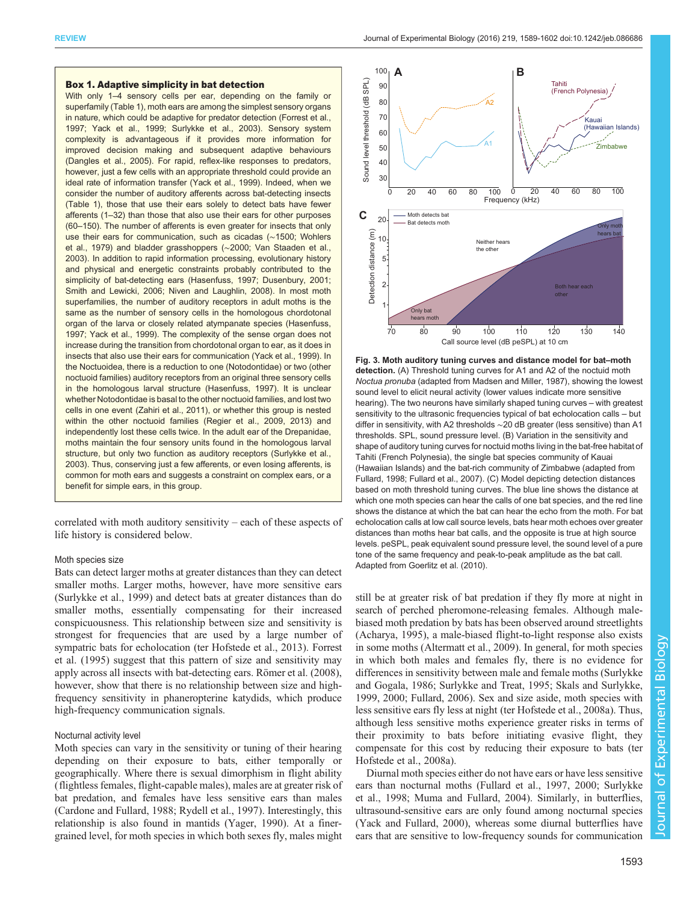**Box 1. Adaptive simplicity in bat detection**

With only 1–4 sensory cells per ear, depending on the family or superfamily (Table 1), moth ears are among the simplest sensory organs in nature, which could be adaptive for predator detection (Forrest et al., 1997; Yack et al., 1999; Surlykke et al., 2003). Sensory system complexity is advantageous if it provides more information for improved decision making and subsequent adaptive behaviours (Dangles et al., 2005). For rapid, reflex-like responses to predators, however, just a few cells with an appropriate threshold could provide an ideal rate of information transfer (Yack et al., 1999). Indeed, when we consider the number of auditory afferents across bat-detecting insects (Table 1), those that use their ears solely to detect bats have fewer afferents (1–32) than those that also use their ears for other purposes (60–150). The number of afferents is even greater for insects that only use their ears for communication, such as cicadas (~1500; Wohlers et al., 1979) and bladder grasshoppers (~2000; Van Staaden et al., 2003). In addition to rapid information processing, evolutionary history and physical and energetic constraints probably contributed to the simplicity of bat-detecting ears (Hasenfuss, 1997; Dusenbury, 2001; Smith and Lewicki, 2006; Niven and Laughlin, 2008). In most moth superfamilies, the number of auditory receptors in adult moths is the same as the number of sensory cells in the homologous chordotonal organ of the larva or closely related atympanate species (Hasenfuss, 1997; Yack et al., 1999). The complexity of the sense organ does not increase during the transition from chordotonal organ to ear, as it does in insects that also use their ears for communication (Yack et al., 1999). In the Noctuoidea, there is a reduction to one (Notodontidae) or two (other noctuoid families) auditory receptors from an original three sensory cells in the homologous larval structure (Hasenfuss, 1997). It is unclear whether Notodontidae is basal to the other noctuoid families, and lost two cells in one event (Zahiri et al., 2011), or whether this group is nested within the other noctuoid families (Regier et al., 2009, 2013) and independently lost these cells twice. In the adult ear of the Drepanidae, moths maintain the four sensory units found in the homologous larval structure, but only two function as auditory receptors (Surlykke et al., 2003). Thus, conserving just a few afferents, or even losing afferents, is common for moth ears and suggests a constraint on complex ears, or a benefit for simple ears, in this group.

correlated with moth auditory sensitivity – each of these aspects of life history is considered below.

### Moth species size

Bats can detect larger moths at greater distances than they can detect smaller moths. Larger moths, however, have more sensitive ears (Surlykke et al., 1999) and detect bats at greater distances than do smaller moths, essentially compensating for their increased conspicuousness. This relationship between size and sensitivity is strongest for frequencies that are used by a large number of sympatric bats for echolocation (ter Hofstede et al., 2013). Forrest et al. (1995) suggest that this pattern of size and sensitivity may apply across all insects with bat-detecting ears. Römer et al. (2008), however, show that there is no relationship between size and high-frequency sensitivity in phaneropterine katydids, which produce high-frequency communication signals.

### Nocturnal activity level

Moth species can vary in the sensitivity or tuning of their hearing depending on their exposure to bats, either temporally or geographically. Where there is sexual dimorphism in flight ability (flightless females, flight-capable males), males are at greater risk of bat predation, and females have less sensitive ears than males (Cardone and Fullard, 1988; Rydell et al., 1997). Interestingly, this relationship is also found in mantids (Yager, 1990). At a finer-grained level, for moth species in which both sexes fly, males might still be at greater risk of bat predation if they fly more at night in search of perched pheromone-releasing females. Although male-biased moth predation by bats has been observed around streetlights (Acharya, 1995), a male-biased flight-to-light response also exists in some moths (Altermatt et al., 2009). In general, for moth species in which both males and females fly, there is no evidence for differences in sensitivity between male and female moths (Surlykke and Gogala, 1986; Surlykke and Treat, 1995; Skals and Surlykke, 1999, 2000; Fullard, 2006). Sex and size aside, moth species with less sensitive ears fly less at night (ter Hofstede et al., 2008a). Thus, although less sensitive moths experience greater risks in terms of their proximity to bats before initiating evasive flight, they compensate for this cost by reducing their exposure to bats (ter Hofstede et al., 2008a).

Diurnal moth species either do not have ears or have less sensitive ears than nocturnal moths (Fullard et al., 1997, 2000; Surlykke et al., 1998; Muma and Fullard, 2004). Similarly, in butterflies, ultrasound-sensitive ears are only found among nocturnal species (Yack and Fullard, 2000), whereas some diurnal butterflies have ears that are sensitive to low-frequency sounds for communication

**Fig. 3. Moth auditory tuning curves and distance model for bat–moth detection.** (A) Threshold tuning curves for A1 and A2 of the noctuid moth *Noctua pronuba* (adapted from Madsen and Miller, 1987), showing the lowest sound level to elicit neural activity (lower values indicate more sensitive hearing). The two neurons have similarly shaped tuning curves – with greatest sensitivity to the ultrasonic frequencies typical of bat echolocation calls – but differ in sensitivity, with A2 thresholds ~20 dB greater (less sensitive) than A1 thresholds. SPL, sound pressure level. (B) Variation in the sensitivity and shape of auditory tuning curves for noctuid moths living in the bat-free habitat of Tahiti (French Polynesia), the single bat species community of Kauai (Hawaiian Islands) and the bat-rich community of Zimbabwe (adapted from Fullard, 1998; Fullard et al., 2007). (C) Model depicting detection distances based on moth threshold tuning curves. The blue line shows the distance at which one moth species can hear the calls of one bat species, and the red line shows the distance at which the bat can hear the echo from the moth. For bat echolocation calls at low call source levels, bats hear moth echoes over greater distances than moths hear bat calls, and the opposite is true at high source levels. peSPL, peak equivalent sound pressure level, the sound level of a pure tone of the same frequency and peak-to-peak amplitude as the bat call. Adapted from Goerlitz et al. (2010).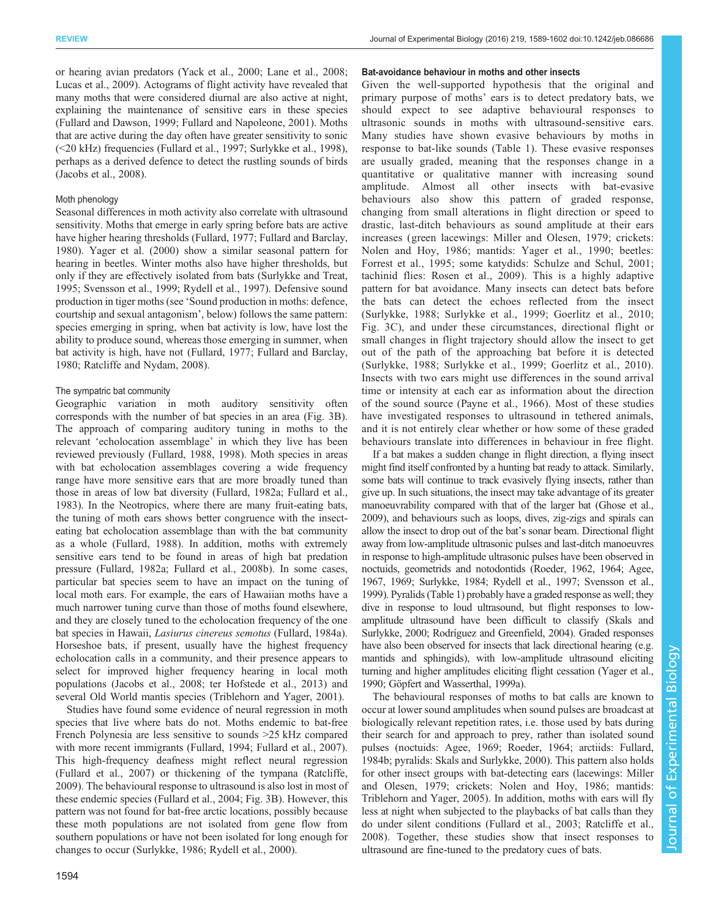or hearing avian predators (Yack et al., 2000; Lane et al., 2008; Lucas et al., 2009). Actograms of flight activity have revealed that many moths that were considered diurnal are also active at night, explaining the maintenance of sensitive ears in these species (Fullard and Dawson, 1999; Fullard and Napoleone, 2001). Moths that are active during the day often have greater sensitivity to sonic (<20 kHz) frequencies (Fullard et al., 1997; Surlykke et al., 1998), perhaps as a derived defence to detect the rustling sounds of birds (Jacobs et al., 2008).

### Moth phenology

Seasonal differences in moth activity also correlate with ultrasound sensitivity. Moths that emerge in early spring before bats are active have higher hearing thresholds (Fullard, 1977; Fullard and Barclay, 1980). Yager et al. (2000) show a similar seasonal pattern for hearing in beetles. Winter moths also have higher thresholds, but only if they are effectively isolated from bats (Surlykke and Treat, 1995; Svensson et al., 1999; Rydell et al., 1997). Defensive sound production in tiger moths (see 'Sound production in moths: defence, courtship and sexual antagonism', below) follows the same pattern: species emerging in spring, when bat activity is low, have lost the ability to produce sound, whereas those emerging in summer, when bat activity is high, have not (Fullard, 1977; Fullard and Barclay, 1980; Ratcliffe and Nydam, 2008).

### The sympatric bat community

Geographic variation in moth auditory sensitivity often corresponds with the number of bat species in an area (Fig. 3B). The approach of comparing auditory tuning in moths to the relevant 'echolocation assemblage' in which they live has been reviewed previously (Fullard, 1988, 1998). Moth species in areas with bat echolocation assemblages covering a wide frequency range have more sensitive ears that are more broadly tuned than those in areas of low bat diversity (Fullard, 1982a; Fullard et al., 1983). In the Neotropics, where there are many fruit-eating bats, the tuning of moth ears shows better congruence with the insect-eating bat echolocation assemblage than with the bat community as a whole (Fullard, 1988). In addition, moths with extremely sensitive ears tend to be found in areas of high bat predation pressure (Fullard, 1982a; Fullard et al., 2008b). In some cases, particular bat species seem to have an impact on the tuning of local moth ears. For example, the ears of Hawaiian moths have a much narrower tuning curve than those of moths found elsewhere, and they are closely tuned to the echolocation frequency of the one bat species in Hawaii, *Lasiurus cinereus semotus* (Fullard, 1984a). Horseshoe bats, if present, usually have the highest frequency echolocation calls in a community, and their presence appears to select for improved higher frequency hearing in local moth populations (Jacobs et al., 2008; ter Hofstede et al., 2013) and several Old World mantis species (Triblehorn and Yager, 2001).

Studies have found some evidence of neural regression in moth species that live where bats do not. Moths endemic to bat-free French Polynesia are less sensitive to sounds >25 kHz compared with more recent immigrants (Fullard, 1994; Fullard et al., 2007). This high-frequency deafness might reflect neural regression (Fullard et al., 2007) or thickening of the tympana (Ratcliffe, 2009). The behavioural response to ultrasound is also lost in most of these endemic species (Fullard et al., 2004; Fig. 3B). However, this pattern was not found for bat-free arctic locations, possibly because these moth populations are not isolated from gene flow from southern populations or have not been isolated for long enough for changes to occur (Surlykke, 1986; Rydell et al., 2000).

### Bat-avoidance behaviour in moths and other insects

Given the well-supported hypothesis that the original and primary purpose of moths' ears is to detect predatory bats, we should expect to see adaptive behavioural responses to ultrasonic sounds in moths with ultrasound-sensitive ears. Many studies have shown evasive behaviours by moths in response to bat-like sounds (Table 1). These evasive responses are usually graded, meaning that the responses change in a quantitative or qualitative manner with increasing sound amplitude. Almost all other insects with bat-evasive behaviours also show this pattern of graded response, changing from small alterations in flight direction or speed to drastic, last-ditch behaviours as sound amplitude at their ears increases (green lacewings: Miller and Olesen, 1979; crickets: Nolen and Hoy, 1986; mantids: Yager et al., 1990; beetles: Forrest et al., 1995; some katydids: Schulze and Schul, 2001; tachinid flies: Rosen et al., 2009). This is a highly adaptive pattern for bat avoidance. Many insects can detect bats before the bats can detect the echoes reflected from the insect (Surlykke, 1988; Surlykke et al., 1999; Goerlitz et al., 2010; Fig. 3C), and under these circumstances, directional flight or small changes in flight trajectory should allow the insect to get out of the path of the approaching bat before it is detected (Surlykke, 1988; Surlykke et al., 1999; Goerlitz et al., 2010). Insects with two ears might use differences in the sound arrival time or intensity at each ear as information about the direction of the sound source (Payne et al., 1966). Most of these studies have investigated responses to ultrasound in tethered animals, and it is not entirely clear whether or how some of these graded behaviours translate into differences in behaviour in free flight.

If a bat makes a sudden change in flight direction, a flying insect might find itself confronted by a hunting bat ready to attack. Similarly, some bats will continue to track evasively flying insects, rather than give up. In such situations, the insect may take advantage of its greater manoeuvrability compared with that of the larger bat (Ghose et al., 2009), and behaviours such as loops, dives, zig-zigs and spirals can allow the insect to drop out of the bat's sonar beam. Directional flight away from low-amplitude ultrasonic pulses and last-ditch manoeuvres in response to high-amplitude ultrasonic pulses have been observed in noctuids, geometrids and notodontids (Roeder, 1962, 1964; Agee, 1967, 1969; Surlykke, 1984; Rydell et al., 1997; Svensson et al., 1999). Pyralids (Table 1) probably have a graded response as well; they dive in response to loud ultrasound, but flight responses to low-amplitude ultrasound have been difficult to classify (Skals and Surlykke, 2000; Rodríguez and Greenfield, 2004). Graded responses have also been observed for insects that lack directional hearing (e.g. mantids and sphingids), with low-amplitude ultrasound eliciting turning and higher amplitudes eliciting flight cessation (Yager et al., 1990; Göpfert and Wasserthal, 1999a).

The behavioural responses of moths to bat calls are known to occur at lower sound amplitudes when sound pulses are broadcast at biologically relevant repetition rates, i.e. those used by bats during their search for and approach to prey, rather than isolated sound pulses (noctuids: Agee, 1969; Roeder, 1964; arctiids: Fullard, 1984b; pyralids: Skals and Surlykke, 2000). This pattern also holds for other insect groups with bat-detecting ears (lacewings: Miller and Olesen, 1979; crickets: Nolen and Hoy, 1986; mantids: Triblehorn and Yager, 2005). In addition, moths with ears will fly less at night when subjected to the playbacks of bat calls than they do under silent conditions (Fullard et al., 2003; Ratcliffe et al., 2008). Together, these studies show that insect responses to ultrasound are fine-tuned to the predatory cues of bats.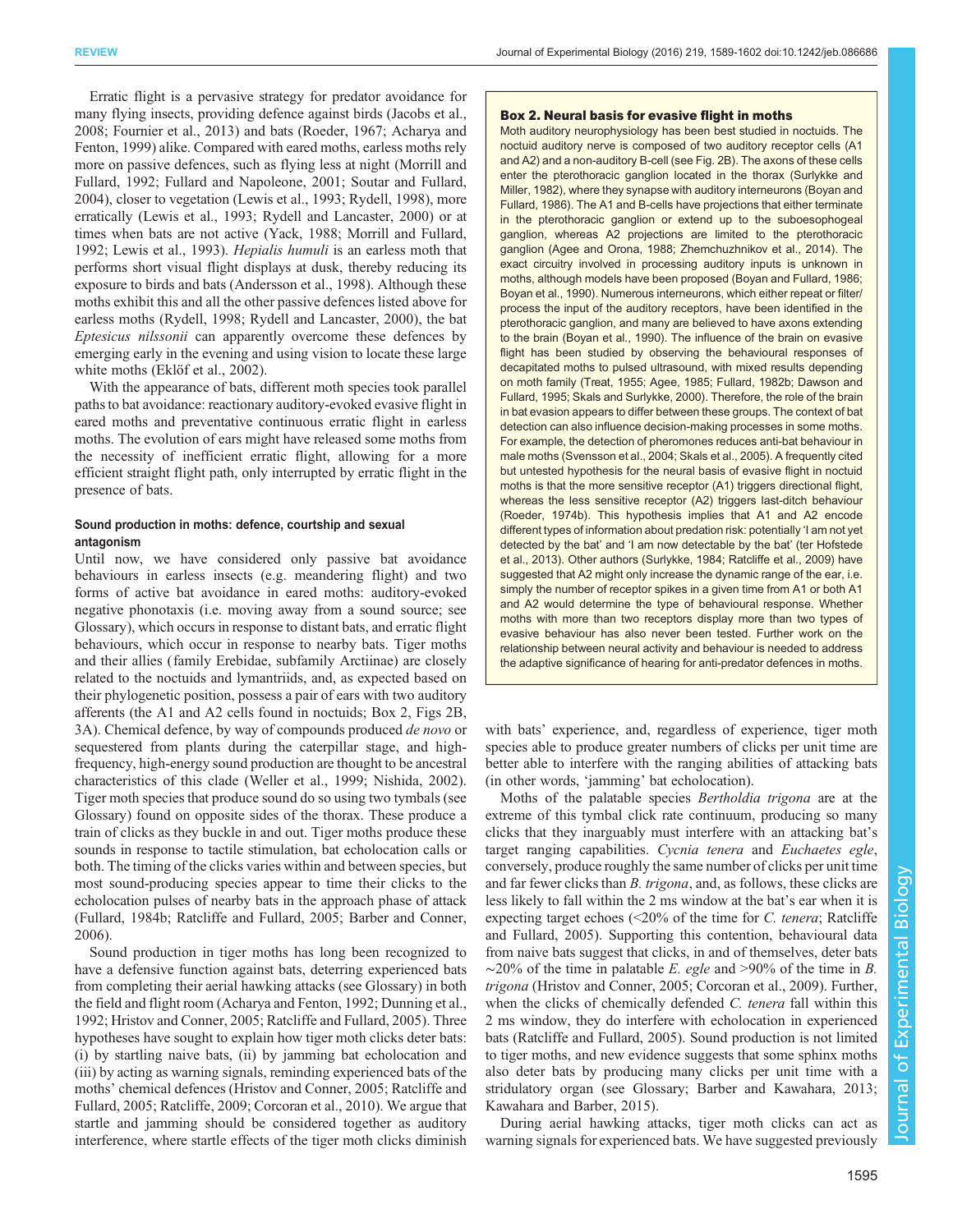Erratic flight is a pervasive strategy for predator avoidance for many flying insects, providing defence against birds (Jacobs et al., 2008; Fournier et al., 2013) and bats (Roeder, 1967; Acharya and Fenton, 1999) alike. Compared with eared moths, earless moths rely more on passive defences, such as flying less at night (Morrill and Fullard, 1992; Fullard and Napoleone, 2001; Soutar and Fullard, 2004), closer to vegetation (Lewis et al., 1993; Rydell, 1998), more erratically (Lewis et al., 1993; Rydell and Lancaster, 2000) or at times when bats are not active (Yack, 1988; Morrill and Fullard, 1992; Lewis et al., 1993). *Hepialis humuli* is an earless moth that performs short visual flight displays at dusk, thereby reducing its exposure to birds and bats (Andersson et al., 1998). Although these moths exhibit this and all the other passive defences listed above for earless moths (Rydell, 1998; Rydell and Lancaster, 2000), the bat *Eptesicus nilssonii* can apparently overcome these defences by emerging early in the evening and using vision to locate these large white moths (Eklöf et al., 2002).

With the appearance of bats, different moth species took parallel paths to bat avoidance: reactionary auditory-evoked evasive flight in eared moths and preventative continuous erratic flight in earless moths. The evolution of ears might have released some moths from the necessity of inefficient erratic flight, allowing for a more efficient straight flight path, only interrupted by erratic flight in the presence of bats.

### Sound production in moths: defence, courtship and sexual antagonism

Until now, we have considered only passive bat avoidance behaviours in earless insects (e.g. meandering flight) and two forms of active bat avoidance in eared moths: auditory-evoked negative phonotaxis (i.e. moving away from a sound source; see Glossary), which occurs in response to distant bats, and erratic flight behaviours, which occur in response to nearby bats. Tiger moths and their allies (family Erebidae, subfamily Arctiinae) are closely related to the noctuids and lymantriids, and, as expected based on their phylogenetic position, possess a pair of ears with two auditory afferents (the A1 and A2 cells found in noctuids; Box 2, Figs 2B, 3A). Chemical defence, by way of compounds produced *de novo* or sequestered from plants during the caterpillar stage, and high-frequency, high-energy sound production are thought to be ancestral characteristics of this clade (Weller et al., 1999; Nishida, 2002). Tiger moth species that produce sound do so using two tymbals (see Glossary) found on opposite sides of the thorax. These produce a train of clicks as they buckle in and out. Tiger moths produce these sounds in response to tactile stimulation, bat echolocation calls or both. The timing of the clicks varies within and between species, but most sound-producing species appear to time their clicks to the echolocation pulses of nearby bats in the approach phase of attack (Fullard, 1984b; Ratcliffe and Fullard, 2005; Barber and Conner, 2006).

Sound production in tiger moths has long been recognized to have a defensive function against bats, deterring experienced bats from completing their aerial hawking attacks (see Glossary) in both the field and flight room (Acharya and Fenton, 1992; Dunning et al., 1992; Hristov and Conner, 2005; Ratcliffe and Fullard, 2005). Three hypotheses have sought to explain how tiger moth clicks deter bats: (i) by startling naive bats, (ii) by jamming bat echolocation and (iii) by acting as warning signals, reminding experienced bats of the moths' chemical defences (Hristov and Conner, 2005; Ratcliffe and Fullard, 2005; Ratcliffe, 2009; Corcoran et al., 2010). We argue that startle and jamming should be considered together as auditory interference, where startle effects of the tiger moth clicks diminish with bats' experience, and, regardless of experience, tiger moth species able to produce greater numbers of clicks per unit time are better able to interfere with the ranging abilities of attacking bats (in other words, 'jamming' bat echolocation).

Moths of the palatable species *Bertholdia trigona* are at the extreme of this tymbal click rate continuum, producing so many clicks that they inarguably must interfere with an attacking bat's target ranging capabilities. *Cycnia tenera* and *Euchaetes egle*, conversely, produce roughly the same number of clicks per unit time and far fewer clicks than *B. trigona*, and, as follows, these clicks are less likely to fall within the 2 ms window at the bat's ear when it is expecting target echoes (<20% of the time for *C. tenera*; Ratcliffe and Fullard, 2005). Supporting this contention, behavioural data from naive bats suggest that clicks, in and of themselves, deter bats ∼20% of the time in palatable *E. egle* and >90% of the time in *B. trigona* (Hristov and Conner, 2005; Corcoran et al., 2009). Further, when the clicks of chemically defended *C. tenera* fall within this 2 ms window, they do interfere with echolocation in experienced bats (Ratcliffe and Fullard, 2005). Sound production is not limited to tiger moths, and new evidence suggests that some sphinx moths also deter bats by producing many clicks per unit time with a stridulatory organ (see Glossary; Barber and Kawahara, 2013; Kawahara and Barber, 2015).

During aerial hawking attacks, tiger moth clicks can act as warning signals for experienced bats. We have suggested previously

---

**Box 2. Neural basis for evasive flight in moths**

Moth auditory neurophysiology has been best studied in noctuids. The noctuid auditory nerve is composed of two auditory receptor cells (A1 and A2) and a non-auditory B-cell (see Fig. 2B). The axons of these cells enter the pterothoracic ganglion located in the thorax (Surlykke and Miller, 1982), where they synapse with auditory interneurons (Boyan and Fullard, 1986). The A1 and B-cells have projections that either terminate in the pterothoracic ganglion or extend up to the suboesophageal ganglion, whereas A2 projections are limited to the pterothoracic ganglion (Agee and Orona, 1988; Zhemchuzhnikov et al., 2014). The exact circuitry involved in processing auditory inputs is unknown in moths, although models have been proposed (Boyan and Fullard, 1986; Boyan et al., 1990). Numerous interneurons, which either repeat or filter/process the input of the auditory receptors, have been identified in the pterothoracic ganglion, and many are believed to have axons extending to the brain (Boyan et al., 1990). The influence of the brain on evasive flight has been studied by observing the behavioural responses of decapitated moths to pulsed ultrasound, with mixed results depending on moth family (Treat, 1955; Agee, 1985; Fullard, 1982b; Dawson and Fullard, 1995; Skals and Surlykke, 2000). Therefore, the role of the brain in bat evasion appears to differ between these groups. The context of bat detection can also influence decision-making processes in some moths. For example, the detection of pheromones reduces anti-bat behaviour in male moths (Svensson et al., 2004; Skals et al., 2005). A frequently cited but untested hypothesis for the neural basis of evasive flight in noctuid moths is that the more sensitive receptor (A1) triggers directional flight, whereas the less sensitive receptor (A2) triggers last-ditch behaviour (Roeder, 1974b). This hypothesis implies that A1 and A2 encode different types of information about predation risk: potentially 'I am not yet detected by the bat' and 'I am now detectable by the bat' (ter Hofstede et al., 2013). Other authors (Surlykke, 1984; Ratcliffe et al., 2009) have suggested that A2 might only increase the dynamic range of the ear, i.e. simply the number of receptor spikes in a given time from A1 or both A1 and A2 would determine the type of behavioural response. Whether moths with more than two receptors display more than two types of evasive behaviour has also never been tested. Further work on the relationship between neural activity and behaviour is needed to address the adaptive significance of hearing for anti-predator defences in moths.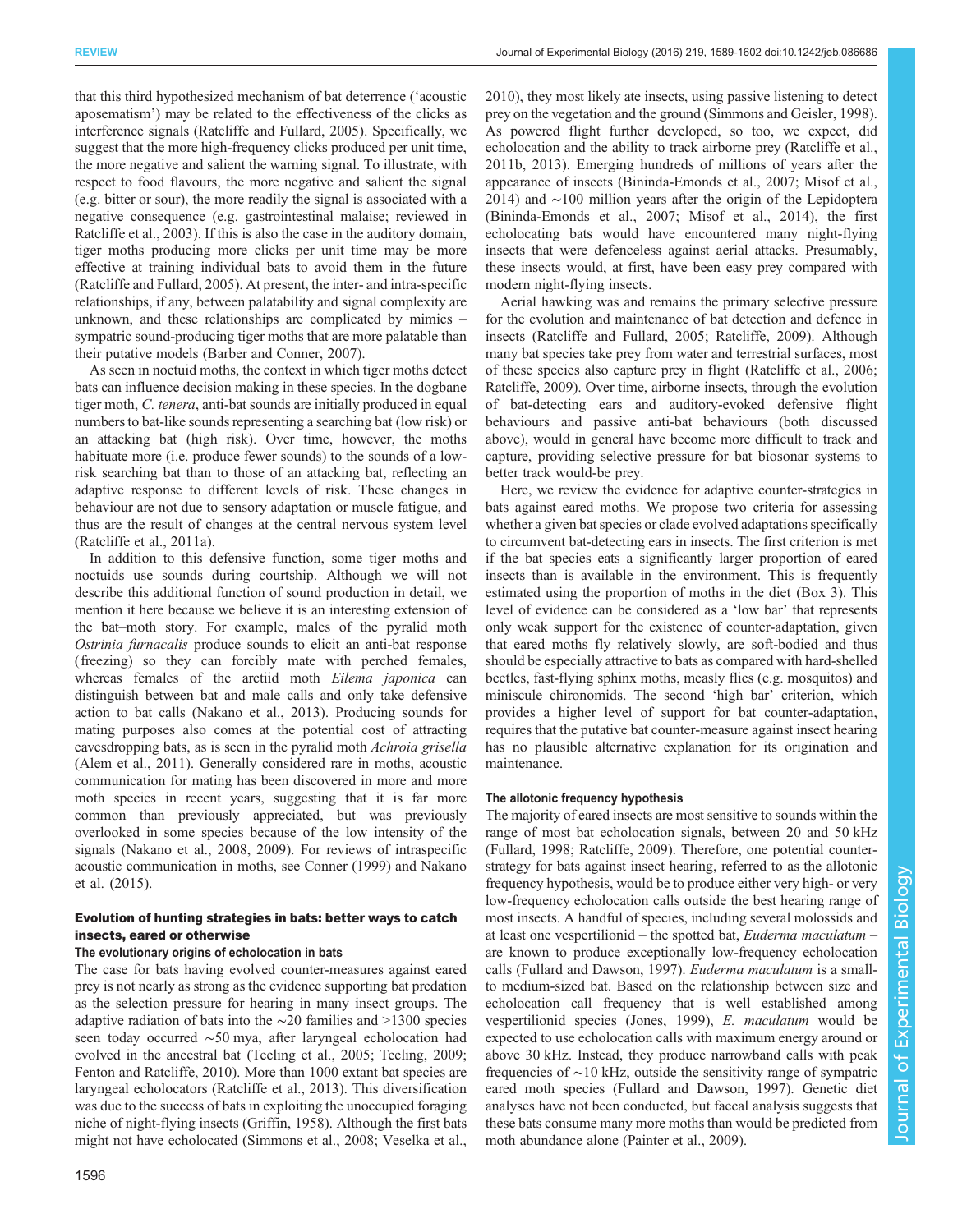that this third hypothesized mechanism of bat deterrence ('acoustic aposematism') may be related to the effectiveness of the clicks as interference signals (Ratcliffe and Fullard, 2005). Specifically, we suggest that the more high-frequency clicks produced per unit time, the more negative and salient the warning signal. To illustrate, with respect to food flavours, the more negative and salient the signal (e.g. bitter or sour), the more readily the signal is associated with a negative consequence (e.g. gastrointestinal malaise; reviewed in Ratcliffe et al., 2003). If this is also the case in the auditory domain, tiger moths producing more clicks per unit time may be more effective at training individual bats to avoid them in the future (Ratcliffe and Fullard, 2005). At present, the inter- and intra-specific relationships, if any, between palatability and signal complexity are unknown, and these relationships are complicated by mimics – sympatric sound-producing tiger moths that are more palatable than their putative models (Barber and Conner, 2007).

As seen in noctuid moths, the context in which tiger moths detect bats can influence decision making in these species. In the dogbane tiger moth, *C. tenera*, anti-bat sounds are initially produced in equal numbers to bat-like sounds representing a searching bat (low risk) or an attacking bat (high risk). Over time, however, the moths habituate more (i.e. produce fewer sounds) to the sounds of a low-risk searching bat than to those of an attacking bat, reflecting an adaptive response to different levels of risk. These changes in behaviour are not due to sensory adaptation or muscle fatigue, and thus are the result of changes at the central nervous system level (Ratcliffe et al., 2011a).

In addition to this defensive function, some tiger moths and noctuids use sounds during courtship. Although we will not describe this additional function of sound production in detail, we mention it here because we believe it is an interesting extension of the bat–moth story. For example, males of the pyralid moth *Ostrinia furnacalis* produce sounds to elicit an anti-bat response (freezing) so they can forcibly mate with perched females, whereas females of the arctiid moth *Eilema japonica* can distinguish between bat and male calls and only take defensive action to bat calls (Nakano et al., 2013). Producing sounds for mating purposes also comes at the potential cost of attracting eavesdropping bats, as is seen in the pyralid moth *Achroia grisella* (Alem et al., 2011). Generally considered rare in moths, acoustic communication for mating has been discovered in more and more moth species in recent years, suggesting that it is far more common than previously appreciated, but was previously overlooked in some species because of the low intensity of the signals (Nakano et al., 2008, 2009). For reviews of intraspecific acoustic communication in moths, see Conner (1999) and Nakano et al. (2015).

## Evolution of hunting strategies in bats: better ways to catch insects, eared or otherwise

### The evolutionary origins of echolocation in bats

The case for bats having evolved counter-measures against eared prey is not nearly as strong as the evidence supporting bat predation as the selection pressure for hearing in many insect groups. The adaptive radiation of bats into the ∼20 families and >1300 species seen today occurred ∼50 mya, after laryngeal echolocation had evolved in the ancestral bat (Teeling et al., 2005; Teeling, 2009; Fenton and Ratcliffe, 2010). More than 1000 extant bat species are laryngeal echolocators (Ratcliffe et al., 2013). This diversification was due to the success of bats in exploiting the unoccupied foraging niche of night-flying insects (Griffin, 1958). Although the first bats might not have echolocated (Simmons et al., 2008; Veselka et al., 2010), they most likely ate insects, using passive listening to detect prey on the vegetation and the ground (Simmons and Geisler, 1998). As powered flight further developed, so too, we expect, did echolocation and the ability to track airborne prey (Ratcliffe et al., 2011b, 2013). Emerging hundreds of millions of years after the appearance of insects (Bininda-Emonds et al., 2007; Misof et al., 2014) and ∼100 million years after the origin of the Lepidoptera (Bininda-Emonds et al., 2007; Misof et al., 2014), the first echolocating bats would have encountered many night-flying insects that were defenceless against aerial attacks. Presumably, these insects would, at first, have been easy prey compared with modern night-flying insects.

Aerial hawking was and remains the primary selective pressure for the evolution and maintenance of bat detection and defence in insects (Ratcliffe and Fullard, 2005; Ratcliffe, 2009). Although many bat species take prey from water and terrestrial surfaces, most of these species also capture prey in flight (Ratcliffe et al., 2006; Ratcliffe, 2009). Over time, airborne insects, through the evolution of bat-detecting ears and auditory-evoked defensive flight behaviours and passive anti-bat behaviours (both discussed above), would in general have become more difficult to track and capture, providing selective pressure for bat biosonar systems to better track would-be prey.

Here, we review the evidence for adaptive counter-strategies in bats against eared moths. We propose two criteria for assessing whether a given bat species or clade evolved adaptations specifically to circumvent bat-detecting ears in insects. The first criterion is met if the bat species eats a significantly larger proportion of eared insects than is available in the environment. This is frequently estimated using the proportion of moths in the diet (Box 3). This level of evidence can be considered as a 'low bar' that represents only weak support for the existence of counter-adaptation, given that eared moths fly relatively slowly, are soft-bodied and thus should be especially attractive to bats as compared with hard-shelled beetles, fast-flying sphinx moths, measly flies (e.g. mosquitos) and miniscule chironomids. The second 'high bar' criterion, which provides a higher level of support for bat counter-adaptation, requires that the putative bat counter-measure against insect hearing has no plausible alternative explanation for its origination and maintenance.

### The allotonic frequency hypothesis

The majority of eared insects are most sensitive to sounds within the range of most bat echolocation signals, between 20 and 50 kHz (Fullard, 1998; Ratcliffe, 2009). Therefore, one potential counter-strategy for bats against insect hearing, referred to as the allotonic frequency hypothesis, would be to produce either very high- or very low-frequency echolocation calls outside the best hearing range of most insects. A handful of species, including several molossids and at least one vespertilionid – the spotted bat, *Euderma maculatum* – are known to produce exceptionally low-frequency echolocation calls (Fullard and Dawson, 1997). *Euderma maculatum* is a small- to medium-sized bat. Based on the relationship between size and echolocation call frequency that is well established among vespertilionid species (Jones, 1999), *E. maculatum* would be expected to use echolocation calls with maximum energy around or above 30 kHz. Instead, they produce narrowband calls with peak frequencies of ∼10 kHz, outside the sensitivity range of sympatric eared moth species (Fullard and Dawson, 1997). Genetic diet analyses have not been conducted, but faecal analysis suggests that these bats consume many more moths than would be predicted from moth abundance alone (Painter et al., 2009).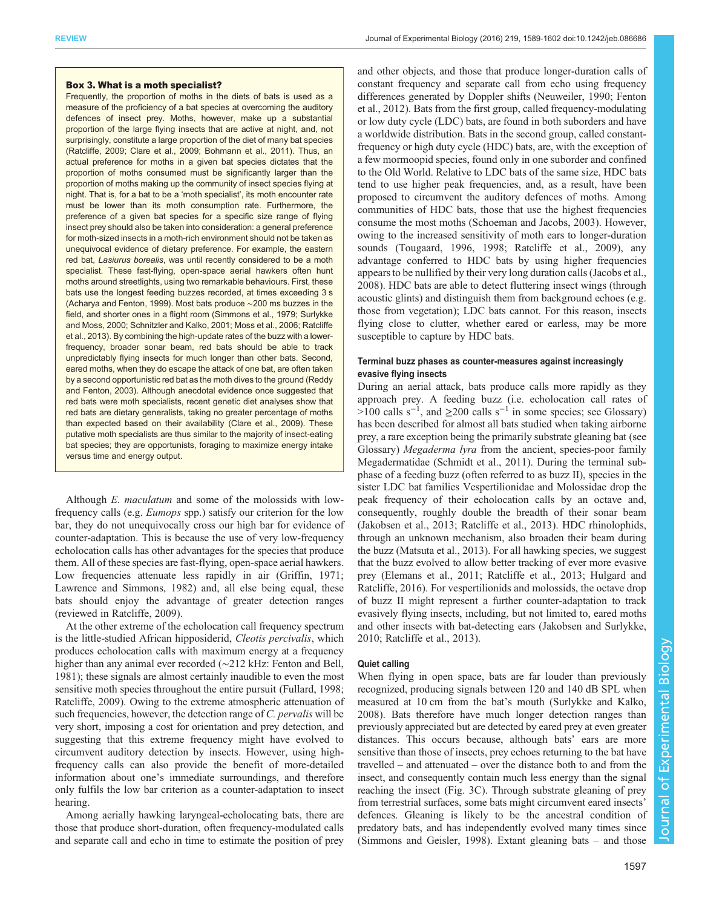### Box 3. What is a moth specialist?

Frequently, the proportion of moths in the diets of bats is used as a measure of the proficiency of a bat species at overcoming the auditory defences of insect prey. Moths, however, make up a substantial proportion of the large flying insects that are active at night, and, not surprisingly, constitute a large proportion of the diet of many bat species (Ratcliffe, 2009; Clare et al., 2009; Bohmann et al., 2011). Thus, an actual preference for moths in a given bat species dictates that the proportion of moths consumed must be significantly larger than the proportion of moths making up the community of insect species flying at night. That is, for a bat to be a 'moth specialist', its moth encounter rate must be lower than its moth consumption rate. Furthermore, the preference of a given bat species for a specific size range of flying insect prey should also be taken into consideration: a general preference for moth-sized insects in a moth-rich environment should not be taken as unequivocal evidence of dietary preference. For example, the eastern red bat, *Lasiurus borealis*, was until recently considered to be a moth specialist. These fast-flying, open-space aerial hawkers often hunt moths around streetlights, using two remarkable behaviours. First, these bats use the longest feeding buzzes recorded, at times exceeding 3 s (Acharya and Fenton, 1999). Most bats produce ∼200 ms buzzes in the field, and shorter ones in a flight room (Simmons et al., 1979; Surlykke and Moss, 2000; Schnitzler and Kalko, 2001; Moss et al., 2006; Ratcliffe et al., 2013). By combining the high-update rates of the buzz with a lower-frequency, broader sonar beam, red bats should be able to track unpredictably flying insects for much longer than other bats. Second, eared moths, when they do escape the attack of one bat, are often taken by a second opportunistic red bat as the moth dives to the ground (Reddy and Fenton, 2003). Although anecdotal evidence once suggested that red bats were moth specialists, recent genetic diet analyses show that red bats are dietary generalists, taking no greater percentage of moths than expected based on their availability (Clare et al., 2009). These putative moth specialists are thus similar to the majority of insect-eating bat species; they are opportunists, foraging to maximize energy intake versus time and energy output.

Although *E. maculatum* and some of the molossids with low-frequency calls (e.g. *Eumops* spp.) satisfy our criterion for the low bar, they do not unequivocally cross our high bar for evidence of counter-adaptation. This is because the use of very low-frequency echolocation calls has other advantages for the species that produce them. All of these species are fast-flying, open-space aerial hawkers. Low frequencies attenuate less rapidly in air (Griffin, 1971; Lawrence and Simmons, 1982) and, all else being equal, these bats should enjoy the advantage of greater detection ranges (reviewed in Ratcliffe, 2009).

At the other extreme of the echolocation call frequency spectrum is the little-studied African hipposiderid, *Cleotis percivalis*, which produces echolocation calls with maximum energy at a frequency higher than any animal ever recorded (∼212 kHz: Fenton and Bell, 1981); these signals are almost certainly inaudible to even the most sensitive moth species throughout the entire pursuit (Fullard, 1998; Ratcliffe, 2009). Owing to the extreme atmospheric attenuation of such frequencies, however, the detection range of *C. pervalis* will be very short, imposing a cost for orientation and prey detection, and suggesting that this extreme frequency might have evolved to circumvent auditory detection by insects. However, using high-frequency calls can also provide the benefit of more-detailed information about one's immediate surroundings, and therefore only fulfils the low bar criterion as a counter-adaptation to insect hearing.

Among aerially hawking laryngeal-echolocating bats, there are those that produce short-duration, often frequency-modulated calls and separate call and echo in time to estimate the position of prey and other objects, and those that produce longer-duration calls of constant frequency and separate call from echo using frequency differences generated by Doppler shifts (Neuweiler, 1990; Fenton et al., 2012). Bats from the first group, called frequency-modulating or low duty cycle (LDC) bats, are found in both suborders and have a worldwide distribution. Bats in the second group, called constant-frequency or high duty cycle (HDC) bats, are, with the exception of a few mormoopid species, found only in one suborder and confined to the Old World. Relative to LDC bats of the same size, HDC bats tend to use higher peak frequencies, and, as a result, have been proposed to circumvent the auditory defences of moths. Among communities of HDC bats, those that use the highest frequencies consume the most moths (Schoeman and Jacobs, 2003). However, owing to the increased sensitivity of moth ears to longer-duration sounds (Tougaard, 1996, 1998; Ratcliffe et al., 2009), any advantage conferred to HDC bats by using higher frequencies appears to be nullified by their very long duration calls (Jacobs et al., 2008). HDC bats are able to detect fluttering insect wings (through acoustic glints) and distinguish them from background echoes (e.g. those from vegetation); LDC bats cannot. For this reason, insects flying close to clutter, whether eared or earless, may be more susceptible to capture by HDC bats.

#### Terminal buzz phases as counter-measures against increasingly evasive flying insects

During an aerial attack, bats produce calls more rapidly as they approach prey. A feeding buzz (i.e. echolocation call rates of >100 calls s$^{-1}$, and ≥200 calls s$^{-1}$ in some species; see Glossary) has been described for almost all bats studied when taking airborne prey, a rare exception being the primarily substrate gleaning bat (see Glossary) *Megaderma lyra* from the ancient, species-poor family Megadermatidae (Schmidt et al., 2011). During the terminal sub-phase of a feeding buzz (often referred to as buzz II), species in the sister LDC bat families Vespertilionidae and Molossidae drop the peak frequency of their echolocation calls by an octave and, consequently, roughly double the breadth of their sonar beam (Jakobsen et al., 2013; Ratcliffe et al., 2013). HDC rhinolophids, through an unknown mechanism, also broaden their beam during the buzz (Matsuta et al., 2013). For all hawking species, we suggest that the buzz evolved to allow better tracking of ever more evasive prey (Elemans et al., 2011; Ratcliffe et al., 2013; Hulgard and Ratcliffe, 2016). For vespertilionids and molossids, the octave drop of buzz II might represent a further counter-adaptation to track evasively flying insects, including, but not limited to, eared moths and other insects with bat-detecting ears (Jakobsen and Surlykke, 2010; Ratcliffe et al., 2013).

#### Quiet calling

When flying in open space, bats are far louder than previously recognized, producing signals between 120 and 140 dB SPL when measured at 10 cm from the bat's mouth (Surlykke and Kalko, 2008). Bats therefore have much longer detection ranges than previously appreciated but are detected by eared prey at even greater distances. This occurs because, although bats' ears are more sensitive than those of insects, prey echoes returning to the bat have travelled – and attenuated – over the distance both to and from the insect, and consequently contain much less energy than the signal reaching the insect (Fig. 3C). Through substrate gleaning of prey from terrestrial surfaces, some bats might circumvent eared insects' defences. Gleaning is likely to be the ancestral condition of predatory bats, and has independently evolved many times since (Simmons and Geisler, 1998). Extant gleaning bats – and those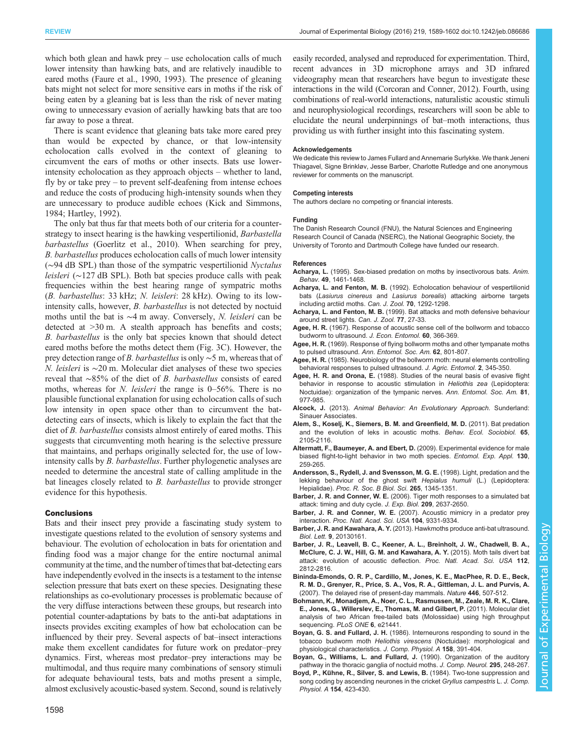which both glean and hawk prey – use echolocation calls of much lower intensity than hawking bats, and are relatively inaudible to eared moths (Faure et al., 1990, 1993). The presence of gleaning bats might not select for more sensitive ears in moths if the risk of being eaten by a gleaning bat is less than the risk of never mating owing to unnecessary evasion of aerially hawking bats that are too far away to pose a threat.

There is scant evidence that gleaning bats take more eared prey than would be expected by chance, or that low-intensity echolocation calls evolved in the context of gleaning to circumvent the ears of moths or other insects. Bats use lower-intensity echolocation as they approach objects – whether to land, fly by or take prey – to prevent self-deafening from intense echoes and reduce the costs of producing high-intensity sounds when they are unnecessary to produce audible echoes (Kick and Simmons, 1984; Hartley, 1992).

The only bat thus far that meets both of our criteria for a counter-strategy to insect hearing is the hawking vespertilionid, *Barbastella barbastellus* (Goerlitz et al., 2010). When searching for prey, *B. barbastellus* produces echolocation calls of much lower intensity (~94 dB SPL) than those of the sympatric vespertilionid *Nyctalus leisleri* (~127 dB SPL). Both bat species produce calls with peak frequencies within the best hearing range of sympatric moths (*B. barbastellus*: 33 kHz; *N. leisleri*: 28 kHz). Owing to its low-intensity calls, however, *B. barbastellus* is not detected by noctuid moths until the bat is ~4 m away. Conversely, *N. leisleri* can be detected at >30 m. A stealth approach has benefits and costs; *B. barbastellus* is the only bat species known that should detect eared moths before the moths detect them (Fig. 3C). However, the prey detection range of *B. barbastellus* is only ~5 m, whereas that of *N. leisleri* is ~20 m. Molecular diet analyses of these two species reveal that ~85% of the diet of *B. barbastellus* consists of eared moths, whereas for *N. leisleri* the range is 0–56%. There is no plausible functional explanation for using echolocation calls of such low intensity in open space other than to circumvent the bat-detecting ears of insects, which is likely to explain the fact that the diet of *B. barbastellus* consists almost entirely of eared moths. This suggests that circumventing moth hearing is the selective pressure that maintains, and perhaps originally selected for, the use of low-intensity calls by *B. barbastellus*. Further phylogenetic analyses are needed to determine the ancestral state of calling amplitude in the bat lineages closely related to *B. barbastellus* to provide stronger evidence for this hypothesis.

## Conclusions

Bats and their insect prey provide a fascinating study system to investigate questions related to the evolution of sensory systems and behaviour. The evolution of echolocation in bats for orientation and finding food was a major change for the entire nocturnal animal community at the time, and the number of times that bat-detecting ears have independently evolved in the insects is a testament to the intense selection pressure that bats exert on these species. Designating these relationships as co-evolutionary processes is problematic because of the very diffuse interactions between these groups, but research into potential counter-adaptations by bats to the anti-bat adaptations in insects provides exciting examples of how bat echolocation can be influenced by their prey. Several aspects of bat–insect interactions make them excellent candidates for future work on predator–prey dynamics. First, whereas most predator–prey interactions may be multimodal, and thus require many combinations of sensory stimuli for adequate behavioural tests, bats and moths present a simple, almost exclusively acoustic-based system. Second, sound is relatively easily recorded, analysed and reproduced for experimentation. Third, recent advances in 3D microphone arrays and 3D infrared videography mean that researchers have begun to investigate these interactions in the wild (Corcoran and Conner, 2012). Fourth, using combinations of real-world interactions, naturalistic acoustic stimuli and neurophysiological recordings, researchers will soon be able to elucidate the neural underpinnings of bat–moth interactions, thus providing us with further insight into this fascinating system.

#### Acknowledgements

We dedicate this review to James Fullard and Annemarie Surlykke. We thank Jeneni Thiagavel, Signe Brinkløv, Jesse Barber, Charlotte Rutledge and one anonymous reviewer for comments on the manuscript.

#### Competing interests

The authors declare no competing or financial interests.

#### Funding

The Danish Research Council (FNU), the Natural Sciences and Engineering Research Council of Canada (NSERC), the National Geographic Society, the University of Toronto and Dartmouth College have funded our research.

#### References

**Acharya, L.** (1995). Sex-biased predation on moths by insectivorous bats. *Anim. Behav.* **49**, 1461-1468.

**Acharya, L. and Fenton, M. B.** (1992). Echolocation behaviour of vespertilionid bats (*Lasiurus cinereus* and *Lasiurus borealis*) attacking airborne targets including arctiid moths. *Can. J. Zool.* **70**, 1292-1298.

**Acharya, L. and Fenton, M. B.** (1999). Bat attacks and moth defensive behaviour around street lights. *Can. J. Zool.* **77**, 27-33.

**Agee, H. R.** (1967). Response of acoustic sense cell of the bollworm and tobacco budworm to ultrasound. *J. Econ. Entomol.* **60**, 366-369.

**Agee, H. R.** (1969). Response of flying bollworm moths and other tympanate moths to pulsed ultrasound. *Ann. Entomol. Soc. Am.* **62**, 801-807.

**Agee, H. R.** (1985). Neurobiology of the bollworm moth: neural elements controlling behavioral responses to pulsed ultrasound. *J. Agric. Entomol.* **2**, 345-350.

**Agee, H. R. and Orona, E.** (1988). Studies of the neural basis of evasive flight behavior in response to acoustic stimulation in *Heliothis zea* (Lepidoptera: Noctuidae): organization of the tympanic nerves. *Ann. Entomol. Soc. Am.* **81**, 977-985.

**Alcock, J.** (2013). *Animal Behavior: An Evolutionary Approach*. Sunderland: Sinauer Associates.

**Alem, S., Koselj, K., Siemers, B. M. and Greenfield, M. D.** (2011). Bat predation and the evolution of leks in acoustic moths. *Behav. Ecol. Sociobiol.* **65**, 2105-2116.

**Altermatt, F., Baumeyer, A. and Ebert, D.** (2009). Experimental evidence for male biased flight-to-light behavior in two moth species. *Entomol. Exp. Appl.* **130**, 259-265.

**Andersson, S., Rydell, J. and Svensson, M. G. E.** (1998). Light, predation and the lekking behaviour of the ghost swift *Hepialus humuli* (L.) (Lepidoptera: Hepialidae). *Proc. R. Soc. B Biol. Sci.* **265**, 1345-1351.

**Barber, J. R. and Conner, W. E.** (2006). Tiger moth responses to a simulated bat attack: timing and duty cycle. *J. Exp. Biol.* **209**, 2637-2650.

**Barber, J. R. and Conner, W. E.** (2007). Acoustic mimicry in a predator prey interaction. *Proc. Natl. Acad. Sci. USA* **104**, 9331-9334.

**Barber, J. R. and Kawahara, A. Y.** (2013). Hawkmoths produce anti-bat ultrasound. *Biol. Lett.* **9**, 20130161.

**Barber, J. R., Leavell, B. C., Keener, A. L., Breinholt, J. W., Chadwell, B. A., McClure, C. J. W., Hill, G. M. and Kawahara, A. Y.** (2015). Moth tails divert bat attack: evolution of acoustic deflection. *Proc. Natl. Acad. Sci. USA* **112**, 2812-2816.

**Bininda-Emonds, O. R. P., Cardillo, M., Jones, K. E., MacPhee, R. D. E., Beck, R. M. D., Grenyer, R., Price, S. A., Vos, R. A., Gittleman, J. L. and Purvis, A.** (2007). The delayed rise of present-day mammals. *Nature* **446**, 507-512.

**Bohmann, K., Monadjem, A., Noer, C. L., Rasmussen, M., Zeale, M. R. K., Clare, E., Jones, G., Willerslev, E., Thomas, M. and Gilbert, P.** (2011). Molecular diet analysis of two African free-tailed bats (Molossidae) using high throughput sequencing. *PLoS ONE* **6**, e21441.

**Boyan, G. S. and Fullard, J. H.** (1986). Interneurons responding to sound in the tobacco budworm moth *Heliothis virescens* (Noctuidae): morphological and physiological characteristics. *J. Comp. Physiol. A* **158**, 391-404.

**Boyan, G. S., Williams, L. and Fullard, J.** (1990). Organization of the auditory pathway in the thoracic ganglia of noctuid moths. *J. Comp. Neurol.* **295**, 248-267.

**Boyd, P., Kühne, R., Silver, S. and Lewis, B.** (1984). Two-tone suppression and song coding by ascending neurones in the cricket *Gryllus campestris* L. *J. Comp. Physiol. A* **154**, 423-430.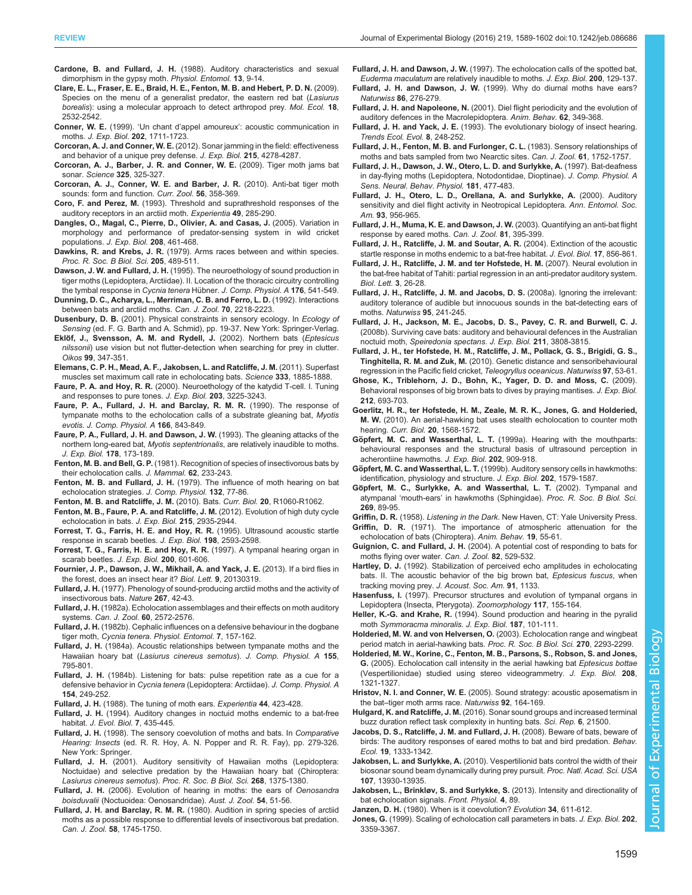**Cardone, B. and Fullard, J. H.** (1988). Auditory characteristics and sexual dimorphism in the gypsy moth. *Physiol. Entomol.* **13**, 9-14.

**Clare, E. L., Fraser, E. E., Braid, H. E., Fenton, M. B. and Hebert, P. D. N.** (2009). Species on the menu of a generalist predator, the eastern red bat (*Lasiurus borealis*): using a molecular approach to detect arthropod prey. *Mol. Ecol.* **18**, 2532-2542.

**Conner, W. E.** (1999). 'Un chant d'appel amoureux': acoustic communication in moths. *J. Exp. Biol.* **202**, 1711-1723.

**Corcoran, A. J. and Conner, W. E.** (2012). Sonar jamming in the field: effectiveness and behavior of a unique prey defense. *J. Exp. Biol.* **215**, 4278-4287.

**Corcoran, A. J., Barber, J. R. and Conner, W. E.** (2009). Tiger moth jams bat sonar. *Science* **325**, 325-327.

**Corcoran, A. J., Conner, W. E. and Barber, J. R.** (2010). Anti-bat tiger moth sounds: form and function. *Curr. Zool.* **56**, 358-369.

**Coro, F. and Perez, M.** (1993). Threshold and suprathreshold responses of the auditory receptors in an arctiid moth. *Experientia* **49**, 285-290.

**Dangles, O., Magal, C., Pierre, D., Olivier, A. and Casas, J.** (2005). Variation in morphology and performance of predator-sensing system in wild cricket populations. *J. Exp. Biol.* **208**, 461-468.

**Dawkins, R. and Krebs, J. R.** (1979). Arms races between and within species. *Proc. R. Soc. B Biol. Sci.* **205**, 489-511.

**Dawson, J. W. and Fullard, J. H.** (1995). The neuroethology of sound production in tiger moths (Lepidoptera, Arctiidae). II. Location of the thoracic circuitry controlling the tymbal response in *Cycnia tenera* Hübner. *J. Comp. Physiol. A* **176**, 541-549.

**Dunning, D. C., Acharya, L., Merriman, C. B. and Ferro, L. D.** (1992). Interactions between bats and arctiid moths. *Can. J. Zool.* **70**, 2218-2223.

**Dusenbury, D. B.** (2001). Physical constraints in sensory ecology. In *Ecology of Sensing* (ed. F. G. Barth and A. Schmid), pp. 19-37. New York: Springer-Verlag.

**Eklöf, J., Svensson, A. M. and Rydell, J.** (2002). Northern bats (*Eptesicus nilssonii*) use vision but not flutter-detection when searching for prey in clutter. *Oikos* **99**, 347-351.

**Elemans, C. P. H., Mead, A. F., Jakobsen, L. and Ratcliffe, J. M.** (2011). Superfast muscles set maximum call rate in echolocating bats. *Science* **333**, 1885-1888.

**Faure, P. A. and Hoy, R. R.** (2000). Neuroethology of the katydid T-cell. I. Tuning and responses to pure tones. *J. Exp. Biol.* **203**, 3225-3243.

**Faure, P. A., Fullard, J. H. and Barclay, R. M. R.** (1990). The response of tympanate moths to the echolocation calls of a substrate gleaning bat, *Myotis evotis*. *J. Comp. Physiol. A* **166**, 843-849.

**Faure, P. A., Fullard, J. H. and Dawson, J. W.** (1993). The gleaning attacks of the northern long-eared bat, *Myotis septentrionalis*, are relatively inaudible to moths. *J. Exp. Biol.* **178**, 173-189.

**Fenton, M. B. and Bell, G. P.** (1981). Recognition of species of insectivorous bats by their echolocation calls. *J. Mammal.* **62**, 233-243.

**Fenton, M. B. and Fullard, J. H.** (1979). The influence of moth hearing on bat echolocation strategies. *J. Comp. Physiol.* **132**, 77-86.

**Fenton, M. B. and Ratcliffe, J. M.** (2010). Bats. *Curr. Biol.* **20**, R1060-R1062.

**Fenton, M. B., Faure, P. A. and Ratcliffe, J. M.** (2012). Evolution of high duty cycle echolocation in bats. *J. Exp. Biol.* **215**, 2935-2944.

**Forrest, T. G., Farris, H. E. and Hoy, R. R.** (1995). Ultrasound acoustic startle response in scarab beetles. *J. Exp. Biol.* **198**, 2593-2598.

**Forrest, T. G., Farris, H. E. and Hoy, R. R.** (1997). A tympanal hearing organ in scarab beetles. *J. Exp. Biol.* **200**, 601-606.

**Fournier, J. P., Dawson, J. W., Mikhail, A. and Yack, J. E.** (2013). If a bird flies in the forest, does an insect hear it? *Biol. Lett.* **9**, 20130319.

**Fullard, J. H.** (1977). Phenology of sound-producing arctiid moths and the activity of insectivorous bats. *Nature* **267**, 42-43.

**Fullard, J. H.** (1982a). Echolocation assemblages and their effects on moth auditory systems. *Can. J. Zool.* **60**, 2572-2576.

**Fullard, J. H.** (1982b). Cephalic influences on a defensive behaviour in the dogbane tiger moth, *Cycnia tenera*. *Physiol. Entomol.* **7**, 157-162.

**Fullard, J. H.** (1984a). Acoustic relationships between tympanate moths and the Hawaiian hoary bat (*Lasiurus cinereus semotus*). *J. Comp. Physiol. A* **155**, 795-801.

**Fullard, J. H.** (1984b). Listening for bats: pulse repetition rate as a cue for a defensive behavior in *Cycnia tenera* (Lepidoptera: Arctiidae). *J. Comp. Physiol. A* **154**, 249-252.

**Fullard, J. H.** (1988). The tuning of moth ears. *Experientia* **44**, 423-428.

**Fullard, J. H.** (1994). Auditory changes in noctuid moths endemic to a bat-free habitat. *J. Evol. Biol.* **7**, 435-445.

**Fullard, J. H.** (1998). The sensory coevolution of moths and bats. In *Comparative Hearing: Insects* (ed. R. R. Hoy, A. N. Popper and R. R. Fay), pp. 279-326. New York: Springer.

**Fullard, J. H.** (2001). Auditory sensitivity of Hawaiian moths (Lepidoptera: Noctuidae) and selective predation by the Hawaiian hoary bat (Chiroptera: *Lasiurus cinereus semotus*). *Proc. R. Soc. B Biol. Sci.* **268**, 1375-1380.

**Fullard, J. H.** (2006). Evolution of hearing in moths: the ears of *Oenosandra boisduvalii* (Noctuoidea: Oenosandridae). *Aust. J. Zool.* **54**, 51-56.

**Fullard, J. H. and Barclay, R. M. R.** (1980). Audition in spring species of arctiid moths as a possible response to differential levels of insectivorous bat predation. *Can. J. Zool.* **58**, 1745-1750.

**Fullard, J. H. and Dawson, J. W.** (1997). The echolocation calls of the spotted bat, *Euderma maculatum* are relatively inaudible to moths. *J. Exp. Biol.* **200**, 129-137.

**Fullard, J. H. and Dawson, J. W.** (1999). Why do diurnal moths have ears? *Naturwiss* **86**, 276-279.

**Fullard, J. H. and Napoleone, N.** (2001). Diel flight periodicity and the evolution of auditory defences in the Macrolepidoptera. *Anim. Behav.* **62**, 349-368.

**Fullard, J. H. and Yack, J. E.** (1993). The evolutionary biology of insect hearing. *Trends Ecol. Evol.* **8**, 248-252.

**Fullard, J. H., Fenton, M. B. and Furlonger, C. L.** (1983). Sensory relationships of moths and bats sampled from two Nearctic sites. *Can. J. Zool.* **61**, 1752-1757.

**Fullard, J. H., Dawson, J. W., Otero, L. D. and Surlykke, A.** (1997). Bat-deafness in day-flying moths (Lepidoptera, Notodontidae, Dioptinae). *J. Comp. Physiol. A Sens. Neural. Behav. Physiol.* **181**, 477-483.

**Fullard, J. H., Otero, L. D., Orellana, A. and Surlykke, A.** (2000). Auditory sensitivity and diel flight activity in Neotropical Lepidoptera. *Ann. Entomol. Soc. Am.* **93**, 956-965.

**Fullard, J. H., Muma, K. E. and Dawson, J. W.** (2003). Quantifying an anti-bat flight response by eared moths. *Can. J. Zool.* **81**, 395-399.

**Fullard, J. H., Ratcliffe, J. M. and Soutar, A. R.** (2004). Extinction of the acoustic startle response in moths endemic to a bat-free habitat. *J. Evol. Biol.* **17**, 856-861.

**Fullard, J. H., Ratcliffe, J. M. and ter Hofstede, H. M.** (2007). Neural evolution in the bat-free habitat of Tahiti: partial regression in an anti-predator auditory system. *Biol. Lett.* **3**, 26-28.

**Fullard, J. H., Ratcliffe, J. M. and Jacobs, D. S.** (2008a). Ignoring the irrelevant: auditory tolerance of audible but innocuous sounds in the bat-detecting ears of moths. *Naturwiss* **95**, 241-245.

**Fullard, J. H., Jackson, M. E., Jacobs, D. S., Pavey, C. R. and Burwell, C. J.** (2008b). Surviving cave bats: auditory and behavioural defences in the Australian noctuid moth, *Speiredonia spectans*. *J. Exp. Biol.* **211**, 3808-3815.

**Fullard, J. H., ter Hofstede, H. M., Ratcliffe, J. M., Pollack, G. S., Brigidi, G. S., Tinghitella, R. M. and Zuk, M.** (2010). Genetic distance and sensoribehavioural regression in the Pacific field cricket, *Teleogryllus oceanicus*. *Naturwiss* **97**, 53-61.

**Ghose, K., Triblehorn, J. D., Bohn, K., Yager, D. D. and Moss, C.** (2009). Behavioral responses of big brown bats to dives by praying mantises. *J. Exp. Biol.* **212**, 693-703.

**Goerlitz, H. R., ter Hofstede, H. M., Zeale, M. R. K., Jones, G. and Holderied, M. W.** (2010). An aerial-hawking bat uses stealth echolocation to counter moth hearing. *Curr. Biol.* **20**, 1568-1572.

**Göpfert, M. C. and Wasserthal, L. T.** (1999a). Hearing with the mouthparts: behavioural responses and the structural basis of ultrasound perception in acherontiine hawmoths. *J. Exp. Biol.* **202**, 909-918.

**Göpfert, M. C. and Wasserthal, L. T.** (1999b). Auditory sensory cells in hawkmoths: identification, physiology and structure. *J. Exp. Biol.* **202**, 1579-1587.

**Göpfert, M. C., Surlykke, A. and Wasserthal, L. T.** (2002). Tympanal and atympanal 'mouth-ears' in hawkmoths (Sphingidae). *Proc. R. Soc. B Biol. Sci.* **269**, 89-95.

**Griffin, D. R.** (1958). *Listening in the Dark*. New Haven, CT: Yale University Press.

**Griffin, D. R.** (1971). The importance of atmospheric attenuation for the echolocation of bats (Chiroptera). *Anim. Behav.* **19**, 55-61.

**Guignion, C. and Fullard, J. H.** (2004). A potential cost of responding to bats for moths flying over water. *Can. J. Zool.* **82**, 529-532.

**Hartley, D. J.** (1992). Stabilization of perceived echo amplitudes in echolocating bats. II. The acoustic behavior of the big brown bat, *Eptesicus fuscus*, when tracking moving prey. *J. Acoust. Soc. Am.* **91**, 1133.

**Hasenfuss, I.** (1997). Precursor structures and evolution of tympanal organs in Lepidoptera (Insecta, Pterygota). *Zoomorphology* **117**, 155-164.

**Heller, K.-G. and Krahe, R.** (1994). Sound production and hearing in the pyralid moth *Symmoracma minoralis*. *J. Exp. Biol.* **187**, 101-111.

**Holderied, M. W. and von Helversen, O.** (2003). Echolocation range and wingbeat period match in aerial-hawking bats. *Proc. R. Soc. B Biol. Sci.* **270**, 2293-2299.

**Holderied, M. W., Korine, C., Fenton, M. B., Parsons, S., Robson, S. and Jones, G.** (2005). Echolocation call intensity in the aerial hawking bat *Eptesicus bottae* (Vespertilionidae) studied using stereo videogrammetry. *J. Exp. Biol.* **208**, 1321-1327.

**Hristov, N. I. and Conner, W. E.** (2005). Sound strategy: acoustic aposematism in the bat–tiger moth arms race. *Naturwiss* **92**, 164-169.

**Hulgard, K. and Ratcliffe, J. M.** (2016). Sonar sound groups and increased terminal buzz duration reflect task complexity in hunting bats. *Sci. Rep.* **6**, 21500.

**Jacobs, D. S., Ratcliffe, J. M. and Fullard, J. H.** (2008). Beware of bats, beware of birds: The auditory responses of eared moths to bat and bird predation. *Behav. Ecol.* **19**, 1333-1342.

**Jakobsen, L. and Surlykke, A.** (2010). Vespertilionid bats control the width of their biosonar sound beam dynamically during prey pursuit. *Proc. Natl. Acad. Sci. USA* **107**, 13930-13935.

**Jakobsen, L., Brinkløv, S. and Surlykke, S.** (2013). Intensity and directionality of bat echolocation signals. *Front. Physiol.* **4**, 89.

**Janzen, D. H.** (1980). When is it coevolution? *Evolution* **34**, 611-612.

**Jones, G.** (1999). Scaling of echolocation call parameters in bats. *J. Exp. Biol.* **202**, 3359-3367.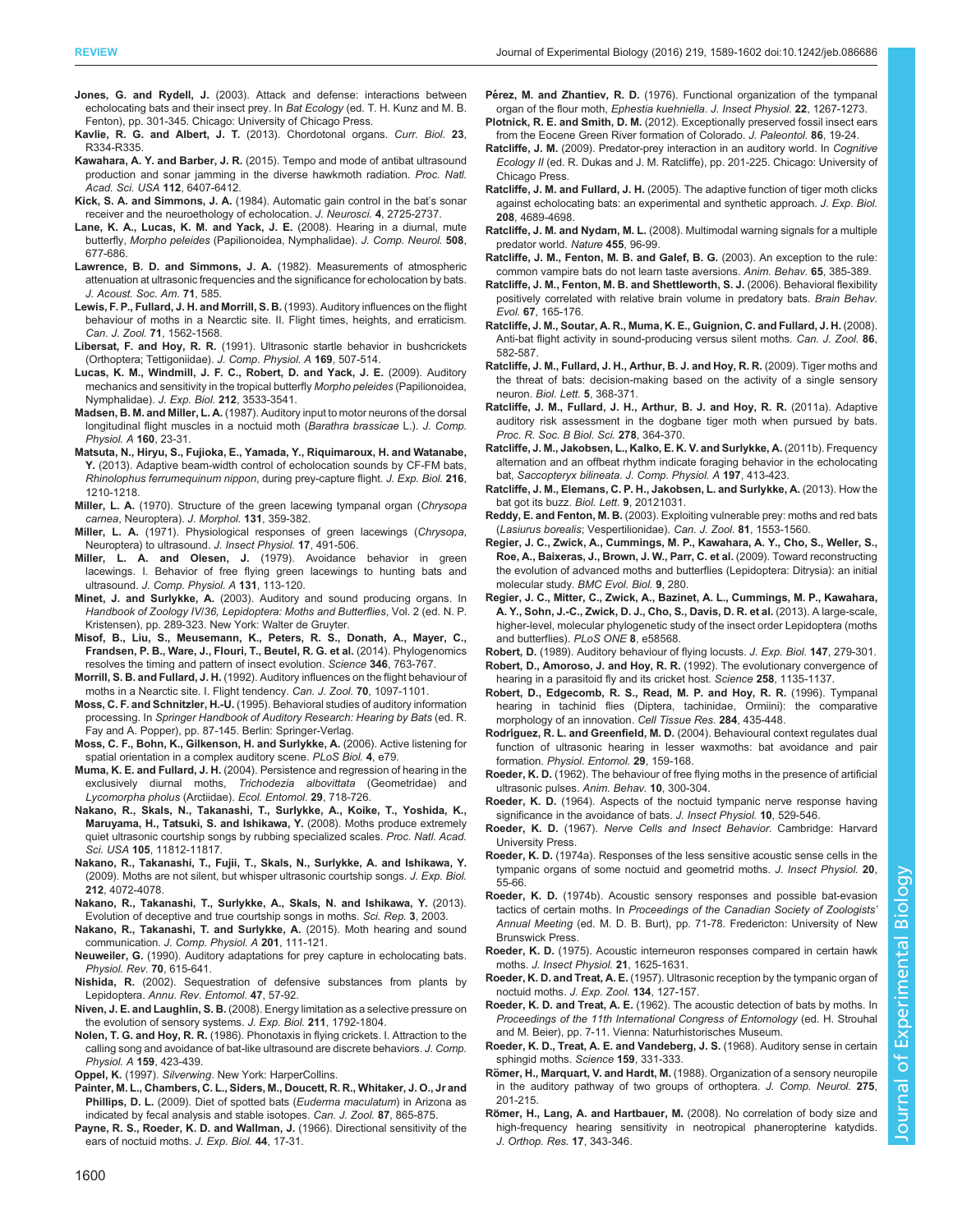**Jones, G. and Rydell, J.** (2003). Attack and defense: interactions between echolocating bats and their insect prey. In *Bat Ecology* (ed. T. H. Kunz and M. B. Fenton), pp. 301-345. Chicago: University of Chicago Press.

**Kavlie, R. G. and Albert, J. T.** (2013). Chordotonal organs. *Curr. Biol.* **23**, R334-R335.

**Kawahara, A. Y. and Barber, J. R.** (2015). Tempo and mode of antibat ultrasound production and sonar jamming in the diverse hawkmoth radiation. *Proc. Natl. Acad. Sci. USA* **112**, 6407-6412.

**Kick, S. A. and Simmons, J. A.** (1984). Automatic gain control in the bat's sonar receiver and the neuroethology of echolocation. *J. Neurosci.* **4**, 2725-2737.

**Lane, K. A., Lucas, K. M. and Yack, J. E.** (2008). Hearing in a diurnal, mute butterfly, *Morpho peleides* (Papilionoidea, Nymphalidae). *J. Comp. Neurol.* **508**, 677-686.

**Lawrence, B. D. and Simmons, J. A.** (1982). Measurements of atmospheric attenuation at ultrasonic frequencies and the significance for echolocation by bats. *J. Acoust. Soc. Am.* **71**, 585.

**Lewis, F. P., Fullard, J. H. and Morrill, S. B.** (1993). Auditory influences on the flight behaviour of moths in a Nearctic site. II. Flight times, heights, and erraticism. *Can. J. Zool.* **71**, 1562-1568.

**Libersat, F. and Hoy, R. R.** (1991). Ultrasonic startle behavior in bushcrickets (Orthoptera; Tettigoniidae). *J. Comp. Physiol. A* **169**, 507-514.

**Lucas, K. M., Windmill, J. F. C., Robert, D. and Yack, J. E.** (2009). Auditory mechanics and sensitivity in the tropical butterfly *Morpho peleides* (Papilionoidea, Nymphalidae). *J. Exp. Biol.* **212**, 3533-3541.

**Madsen, B. M. and Miller, L. A.** (1987). Auditory input to motor neurons of the dorsal longitudinal flight muscles in a noctuid moth (*Barathra brassicae* L.). *J. Comp. Physiol. A* **160**, 23-31.

**Matsuta, N., Hiryu, S., Fujioka, E., Yamada, Y., Riquimaroux, H. and Watanabe, Y.** (2013). Adaptive beam-width control of echolocation sounds by CF-FM bats, *Rhinolophus ferrumequinum nippon*, during prey-capture flight. *J. Exp. Biol.* **216**, 1210-1218.

**Miller, L. A.** (1970). Structure of the green lacewing tympanal organ (*Chrysopa carnea*, Neuroptera). *J. Morphol.* **131**, 359-382.

**Miller, L. A.** (1971). Physiological responses of green lacewings (*Chrysopa*, Neuroptera) to ultrasound. *J. Insect Physiol.* **17**, 491-506.

**Miller, L. A. and Olesen, J.** (1979). Avoidance behavior in green lacewings. I. Behavior of free flying green lacewings to hunting bats and ultrasound. *J. Comp. Physiol. A* **131**, 113-120.

**Minet, J. and Surlykke, A.** (2003). Auditory and sound producing organs. In *Handbook of Zoology IV/36, Lepidoptera: Moths and Butterflies*, Vol. 2 (ed. N. P. Kristensen), pp. 289-323. New York: Walter de Gruyter.

**Misof, B., Liu, S., Meusemann, K., Peters, R. S., Donath, A., Mayer, C., Frandsen, P. B., Ware, J., Flouri, T., Beutel, R. G. et al.** (2014). Phylogenomics resolves the timing and pattern of insect evolution. *Science* **346**, 763-767.

**Morrill, S. B. and Fullard, J. H.** (1992). Auditory influences on the flight behaviour of moths in a Nearctic site. I. Flight tendency. *Can. J. Zool.* **70**, 1097-1101.

**Moss, C. F. and Schnitzler, H.-U.** (1995). Behavioral studies of auditory information processing. In *Springer Handbook of Auditory Research: Hearing by Bats* (ed. R. Fay and A. Popper), pp. 87-145. Berlin: Springer-Verlag.

**Moss, C. F., Bohn, K., Gilkenson, H. and Surlykke, A.** (2006). Active listening for spatial orientation in a complex auditory scene. *PLoS Biol.* **4**, e79.

**Muma, K. E. and Fullard, J. H.** (2004). Persistence and regression of hearing in the exclusively diurnal moths, *Trichodezia albovittata* (Geometridae) and *Lycomorpha pholus* (Arctiidae). *Ecol. Entomol.* **29**, 718-726.

**Nakano, R., Skals, N., Takanashi, T., Surlykke, A., Koike, T., Yoshida, K., Maruyama, H., Tatsuki, S. and Ishikawa, Y.** (2008). Moths produce extremely quiet ultrasonic courtship songs by rubbing specialized scales. *Proc. Natl. Acad. Sci. USA* **105**, 11812-11817.

**Nakano, R., Takanashi, T., Fujii, T., Skals, N., Surlykke, A. and Ishikawa, Y.** (2009). Moths are not silent, but whisper ultrasonic courtship songs. *J. Exp. Biol.* **212**, 4072-4078.

**Nakano, R., Takanashi, T., Surlykke, A., Skals, N. and Ishikawa, Y.** (2013). Evolution of deceptive and true courtship songs in moths. *Sci. Rep.* **3**, 2003.

**Nakano, R., Takanashi, T. and Surlykke, A.** (2015). Moth hearing and sound communication. *J. Comp. Physiol. A* **201**, 111-121.

**Neuweiler, G.** (1990). Auditory adaptations for prey capture in echolocating bats. *Physiol. Rev.* **70**, 615-641.

**Nishida, R.** (2002). Sequestration of defensive substances from plants by Lepidoptera. *Annu. Rev. Entomol.* **47**, 57-92.

**Niven, J. E. and Laughlin, S. B.** (2008). Energy limitation as a selective pressure on the evolution of sensory systems. *J. Exp. Biol.* **211**, 1792-1804.

**Nolen, T. G. and Hoy, R. R.** (1986). Phonotaxis in flying crickets. I. Attraction to the calling song and avoidance of bat-like ultrasound are discrete behaviors. *J. Comp. Physiol. A* **159**, 423-439.

**Oppel, K.** (1997). *Silverwing*. New York: HarperCollins.

**Painter, M. L., Chambers, C. L., Siders, M., Doucett, R. R., Whitaker, J. O., Jr and Phillips, D. L.** (2009). Diet of spotted bats (*Euderma maculatum*) in Arizona as indicated by fecal analysis and stable isotopes. *Can. J. Zool.* **87**, 865-875.

**Payne, R. S., Roeder, K. D. and Wallman, J.** (1966). Directional sensitivity of the ears of noctuid moths. *J. Exp. Biol.* **44**, 17-31.

**Pérez, M. and Zhantiev, R. D.** (1976). Functional organization of the tympanal organ of the flour moth, *Ephestia kuehniella*. *J. Insect Physiol.* **22**, 1267-1273.

**Plotnick, R. E. and Smith, D. M.** (2012). Exceptionally preserved fossil insect ears from the Eocene Green River formation of Colorado. *J. Paleontol.* **86**, 19-24.

**Ratcliffe, J. M.** (2009). Predator-prey interaction in an auditory world. In *Cognitive Ecology II* (ed. R. Dukas and J. M. Ratcliffe), pp. 201-225. Chicago: University of Chicago Press.

**Ratcliffe, J. M. and Fullard, J. H.** (2005). The adaptive function of tiger moth clicks against echolocating bats: an experimental and synthetic approach. *J. Exp. Biol.* **208**, 4689-4698.

**Ratcliffe, J. M. and Nydam, M. L.** (2008). Multimodal warning signals for a multiple predator world. *Nature* **455**, 96-99.

**Ratcliffe, J. M., Fenton, M. B. and Galef, B. G.** (2003). An exception to the rule: common vampire bats do not learn taste aversions. *Anim. Behav.* **65**, 385-389.

**Ratcliffe, J. M., Fenton, M. B. and Shettleworth, S. J.** (2006). Behavioral flexibility positively correlated with relative brain volume in predatory bats. *Brain Behav. Evol.* **67**, 165-176.

**Ratcliffe, J. M., Soutar, A. R., Muma, K. E., Guignion, C. and Fullard, J. H.** (2008). Anti-bat flight activity in sound-producing versus silent moths. *Can. J. Zool.* **86**, 582-587.

**Ratcliffe, J. M., Fullard, J. H., Arthur, B. J. and Hoy, R. R.** (2009). Tiger moths and the threat of bats: decision-making based on the activity of a single sensory neuron. *Biol. Lett.* **5**, 368-371.

**Ratcliffe, J. M., Fullard, J. H., Arthur, B. J. and Hoy, R. R.** (2011a). Adaptive auditory risk assessment in the dogbane tiger moth when pursued by bats. *Proc. R. Soc. B Biol. Sci.* **278**, 364-370.

**Ratcliffe, J. M., Jakobsen, L., Kalko, E. K. V. and Surlykke, A.** (2011b). Frequency alternation and an offbeat rhythm indicate foraging behavior in the echolocating bat, *Saccopteryx bilineata*. *J. Comp. Physiol. A* **197**, 413-423.

**Ratcliffe, J. M., Elemans, C. P. H., Jakobsen, L. and Surlykke, A.** (2013). How the bat got its buzz. *Biol. Lett.* **9**, 20121031.

**Reddy, E. and Fenton, M. B.** (2003). Exploiting vulnerable prey: moths and red bats (*Lasiurus borealis*; Vespertilionidae). *Can. J. Zool.* **81**, 1553-1560.

**Regier, J. C., Zwick, A., Cummings, M. P., Kawahara, A. Y., Cho, S., Weller, S., Roe, A., Baixeras, J., Brown, J. W., Parr, C. et al.** (2009). Toward reconstructing the evolution of advanced moths and butterflies (Lepidoptera: Ditrysia): an initial molecular study. *BMC Evol. Biol.* **9**, 280.

**Regier, J. C., Mitter, C., Zwick, A., Bazinet, A. L., Cummings, M. P., Kawahara, A. Y., Sohn, J.-C., Zwick, D. J., Cho, S., Davis, D. R. et al.** (2013). A large-scale, higher-level, molecular phylogenetic study of the insect order Lepidoptera (moths and butterflies). *PLoS ONE* **8**, e58568.

**Robert, D.** (1989). Auditory behaviour of flying locusts. *J. Exp. Biol.* **147**, 279-301.

**Robert, D., Amoroso, J. and Hoy, R. R.** (1992). The evolutionary convergence of hearing in a parasitoid fly and its cricket host. *Science* **258**, 1135-1137.

**Robert, D., Edgecomb, R. S., Read, M. P. and Hoy, R. R.** (1996). Tympanal hearing in tachinid flies (Diptera, tachinidae, Ormiini): the comparative morphology of an innovation. *Cell Tissue Res.* **284**, 435-448.

**Rodríguez, R. L. and Greenfield, M. D.** (2004). Behavioural context regulates dual function of ultrasonic hearing in lesser waxmoths: bat avoidance and pair formation. *Physiol. Entomol.* **29**, 159-168.

**Roeder, K. D.** (1962). The behaviour of free flying moths in the presence of artificial ultrasonic pulses. *Anim. Behav.* **10**, 300-304.

**Roeder, K. D.** (1964). Aspects of the noctuid tympanic nerve response having significance in the avoidance of bats. *J. Insect Physiol.* **10**, 529-546.

**Roeder, K. D.** (1967). *Nerve Cells and Insect Behavior*. Cambridge: Harvard University Press.

**Roeder, K. D.** (1974a). Responses of the less sensitive acoustic sense cells in the tympanic organs of some noctuid and geometrid moths. *J. Insect Physiol.* **20**, 55-66.

**Roeder, K. D.** (1974b). Acoustic sensory responses and possible bat-evasion tactics of certain moths. In *Proceedings of the Canadian Society of Zoologists' Annual Meeting* (ed. M. D. B. Burt), pp. 71-78. Fredericton: University of New Brunswick Press.

**Roeder, K. D.** (1975). Acoustic interneuron responses compared in certain hawk moths. *J. Insect Physiol.* **21**, 1625-1631.

**Roeder, K. D. and Treat, A. E.** (1957). Ultrasonic reception by the tympanic organ of noctuid moths. *J. Exp. Zool.* **134**, 127-157.

**Roeder, K. D. and Treat, A. E.** (1962). The acoustic detection of bats by moths. In *Proceedings of the 11th International Congress of Entomology* (ed. H. Strouhal and M. Beier), pp. 7-11. Vienna: Naturhistorisches Museum.

**Roeder, K. D., Treat, A. E. and Vandeberg, J. S.** (1968). Auditory sense in certain sphingid moths. *Science* **159**, 331-333.

**Römer, H., Marquart, V. and Hardt, M.** (1988). Organization of a sensory neuropile in the auditory pathway of two groups of orthoptera. *J. Comp. Neurol.* **275**, 201-215.

**Römer, H., Lang, A. and Hartbauer, M.** (2008). No correlation of body size and high-frequency hearing sensitivity in neotropical phaneropterine katydids. *J. Orthop. Res.* **17**, 343-346.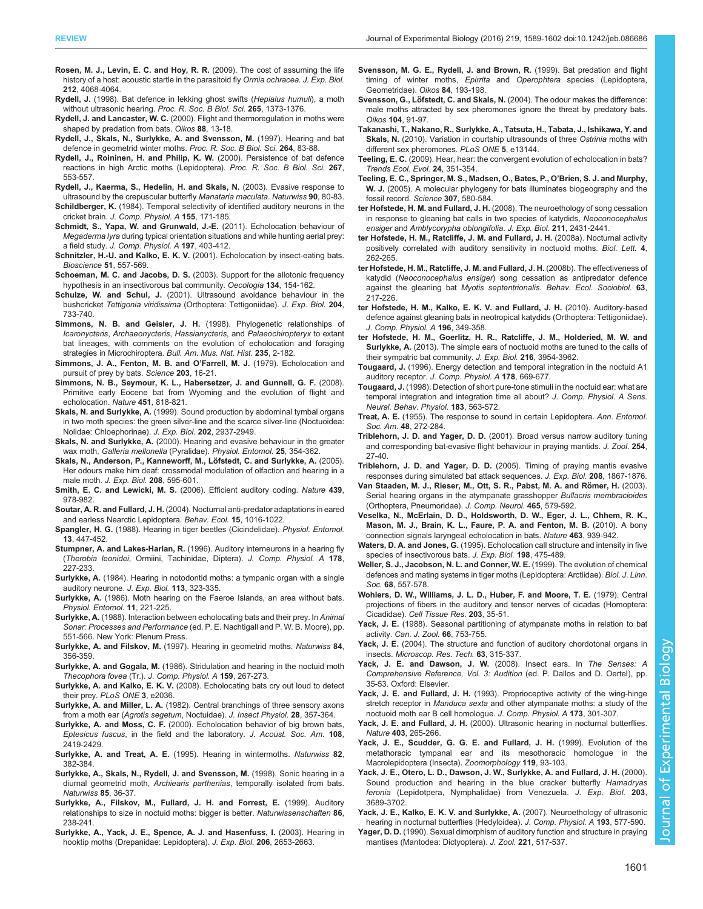**Rosen, M. J., Levin, E. C. and Hoy, R. R.** (2009). The cost of assuming the life history of a host: acoustic startle in the parasitoid fly *Ormia ochracea*. *J. Exp. Biol.* **212**, 4068-4064.

**Rydell, J.** (1998). Bat defence in lekking ghost swifts (*Hepialus humuli*), a moth without ultrasonic hearing. *Proc. R. Soc. B Biol. Sci.* **265**, 1373-1376.

**Rydell, J. and Lancaster, W. C.** (2000). Flight and thermoregulation in moths were shaped by predation from bats. *Oikos* **88**, 13-18.

**Rydell, J., Skals, N., Surlykke, A. and Svensson, M.** (1997). Hearing and bat defence in geometrid winter moths. *Proc. R. Soc. B Biol. Sci.* **264**, 83-88.

**Rydell, J., Roininen, H. and Philip, K. W.** (2000). Persistence of bat defence reactions in high Arctic moths (Lepidoptera). *Proc. R. Soc. B Biol. Sci.* **267**, 553-557.

**Rydell, J., Kaerma, S., Hedelin, H. and Skals, N.** (2003). Evasive response to ultrasound by the crepuscular butterfly *Manataria maculata*. *Naturwiss* **90**, 80-83.

**Schildberger, K.** (1984). Temporal selectivity of identified auditory neurons in the cricket brain. *J. Comp. Physiol. A* **155**, 171-185.

**Schmidt, S., Yapa, W. and Grunwald, J.-E.** (2011). Echolocation behaviour of *Megaderma lyra* during typical orientation situations and while hunting aerial prey: a field study. *J. Comp. Physiol. A* **197**, 403-412.

**Schnitzler, H.-U. and Kalko, E. K. V.** (2001). Echolocation by insect-eating bats. *Bioscience* **51**, 557-569.

**Schoeman, M. C. and Jacobs, D. S.** (2003). Support for the allotonic frequency hypothesis in an insectivorous bat community. *Oecologia* **134**, 154-162.

**Schulze, W. and Schul, J.** (2001). Ultrasound avoidance behaviour in the bushcricket *Tettigonia viridissima* (Orthoptera: Tettigoniidae). *J. Exp. Biol.* **204**, 733-740.

**Simmons, N. B. and Geisler, J. H.** (1998). Phylogenetic relationships of *Icaronycteris*, *Archaeonycteris*, *Hassianycteris*, and *Palaeochiropteryx* to extant bat lineages, with comments on the evolution of echolocation and foraging strategies in Microchiroptera. *Bull. Am. Mus. Nat. Hist.* **235**, 2-182.

**Simmons, J. A., Fenton, M. B. and O'Farrell, M. J.** (1979). Echolocation and pursuit of prey by bats. *Science* **203**, 16-21.

**Simmons, N. B., Seymour, K. L., Habersetzer, J. and Gunnell, G. F.** (2008). Primitive early Eocene bat from Wyoming and the evolution of flight and echolocation. *Nature* **451**, 818-821.

**Skals, N. and Surlykke, A.** (1999). Sound production by abdominal tymbal organs in two moth species: the green silver-line and the scarce silver-line (Noctuoidea: Nolidae: Chloephorinae). *J. Exp. Biol.* **202**, 2937-2949.

**Skals, N. and Surlykke, A.** (2000). Hearing and evasive behaviour in the greater wax moth, *Galleria mellonella* (Pyralidae). *Physiol. Entomol.* **25**, 354-362.

**Skals, N., Anderson, P., Kanneworff, M., Löfstedt, C. and Surlykke, A.** (2005). Her odours make him deaf: crossmodal modulation of olfaction and hearing in a male moth. *J. Exp. Biol.* **208**, 595-601.

**Smith, E. C. and Lewicki, M. S.** (2006). Efficient auditory coding. *Nature* **439**, 978-982.

**Soutar, A. R. and Fullard, J. H.** (2004). Nocturnal anti-predator adaptations in eared and earless Nearctic Lepidoptera. *Behav. Ecol.* **15**, 1016-1022.

**Spangler, H. G.** (1988). Hearing in tiger beetles (Cicindelidae). *Physiol. Entomol.* **13**, 447-452.

**Stumpner, A. and Lakes-Harlan, R.** (1996). Auditory interneurons in a hearing fly (*Therobia leonidei*, Ormiini, Tachinidae, Diptera). *J. Comp. Physiol. A* **178**, 227-233.

**Surlykke, A.** (1984). Hearing in notodontid moths: a tympanic organ with a single auditory neurone. *J. Exp. Biol.* **113**, 323-335.

**Surlykke, A.** (1986). Moth hearing on the Faeroe Islands, an area without bats. *Physiol. Entomol.* **11**, 221-225.

**Surlykke, A.** (1988). Interaction between echolocating bats and their prey. In *Animal Sonar: Processes and Performance* (ed. P. E. Nachtigall and P. W. B. Moore), pp. 551-566. New York: Plenum Press.

**Surlykke, A. and Filskov, M.** (1997). Hearing in geometrid moths. *Naturwiss* **84**, 356-359.

**Surlykke, A. and Gogala, M.** (1986). Stridulation and hearing in the noctuid moth *Thecophora fovea* (Tr.). *J. Comp. Physiol. A* **159**, 267-273.

**Surlykke, A. and Kalko, E. K. V.** (2008). Echolocating bats cry out loud to detect their prey. *PLoS ONE* **3**, e2036.

**Surlykke, A. and Miller, L. A.** (1982). Central branchings of three sensory axons from a moth ear (*Agrotis segetum*, Noctuidae). *J. Insect Physiol.* **28**, 357-364.

**Surlykke, A. and Moss, C. F.** (2000). Echolocation behavior of big brown bats, *Eptesicus fuscus*, in the field and the laboratory. *J. Acoust. Soc. Am.* **108**, 2419-2429.

**Surlykke, A. and Treat, A. E.** (1995). Hearing in wintermoths. *Naturwiss* **82**, 382-384.

**Surlykke, A., Skals, N., Rydell, J. and Svensson, M.** (1998). Sonic hearing in a diurnal geometrid moth, *Archiearis parthenias*, temporally isolated from bats. *Naturwiss* **85**, 36-37.

**Surlykke, A., Filskov, M., Fullard, J. H. and Forrest, E.** (1999). Auditory relationships to size in noctuid moths: bigger is better. *Naturwissenschaften* **86**, 238-241.

**Surlykke, A., Yack, J. E., Spence, A. J. and Hasenfuss, I.** (2003). Hearing in hooktip moths (Drepanidae: Lepidoptera). *J. Exp. Biol.* **206**, 2653-2663.

**Svensson, M. G. E., Rydell, J. and Brown, R.** (1999). Bat predation and flight timing of winter moths, *Epirrita* and *Operophtera* species (Lepidoptera, Geometridae). *Oikos* **84**, 193-198.

**Svensson, G., Löfstedt, C. and Skals, N.** (2004). The odour makes the difference: male moths attracted by sex pheromones ignore the threat by predatory bats. *Oikos* **104**, 91-97.

**Takanashi, T., Nakano, R., Surlykke, A., Tatsuta, H., Tabata, J., Ishikawa, Y. and Skals, N.** (2010). Variation in courtship ultrasounds of three *Ostrinia* moths with different sex pheromones. *PLoS ONE* **5**, e13144.

**Teeling, E. C.** (2009). Hear, hear: the convergent evolution of echolocation in bats? *Trends Ecol. Evol.* **24**, 351-354.

**Teeling, E. C., Springer, M. S., Madsen, O., Bates, P., O'Brien, S. J. and Murphy, W. J.** (2005). A molecular phylogeny for bats illuminates biogeography and the fossil record. *Science* **307**, 580-584.

**ter Hofstede, H. M. and Fullard, J. H.** (2008). The neuroethology of song cessation in response to gleaning bat calls in two species of katydids, *Neoconocephalus ensiger* and *Amblycorypha oblongifolia*. *J. Exp. Biol.* **211**, 2431-2441.

**ter Hofstede, H. M., Ratcliffe, J. M. and Fullard, J. H.** (2008a). Nocturnal activity positively correlated with auditory sensitivity in noctuoid moths. *Biol. Lett.* **4**, 262-265.

**ter Hofstede, H. M., Ratcliffe, J. M. and Fullard, J. H.** (2008b). The effectiveness of katydid (*Neoconocephalus ensiger*) song cessation as antipredator defence against the gleaning bat *Myotis septentrionalis*. *Behav. Ecol. Sociobiol.* **63**, 217-226.

**ter Hofstede, H. M., Kalko, E. K. V. and Fullard, J. H.** (2010). Auditory-based defence against gleaning bats in neotropical katydids (Orthoptera: Tettigoniidae). *J. Comp. Physiol. A* **196**, 349-358.

**ter Hofstede, H. M., Goerlitz, H. R., Ratcliffe, J. M., Holderied, M. W. and Surlykke, A.** (2013). The simple ears of noctuoid moths are tuned to the calls of their sympatric bat community. *J. Exp. Biol.* **216**, 3954-3962.

**Tougaard, J.** (1996). Energy detection and temporal integration in the noctuid A1 auditory receptor. *J. Comp. Physiol. A* **178**, 669-677.

**Tougaard, J.** (1998). Detection of short pure-tone stimuli in the noctuid ear: what are temporal integration and integration time all about? *J. Comp. Physiol. A Sens. Neural. Behav. Physiol.* **183**, 563-572.

**Treat, A. E.** (1955). The response to sound in certain Lepidoptera. *Ann. Entomol. Soc. Am.* **48**, 272-284.

**Triblehorn, J. D. and Yager, D. D.** (2001). Broad versus narrow auditory tuning and corresponding bat-evasive flight behaviour in praying mantids. *J. Zool.* **254**, 27-40.

**Triblehorn, J. D. and Yager, D. D.** (2005). Timing of praying mantis evasive responses during simulated bat attack sequences. *J. Exp. Biol.* **208**, 1867-1876.

**Van Staaden, M. J., Rieser, M., Ott, S. R., Pabst, M. A. and Römer, H.** (2003). Serial hearing organs in the atympanate grasshopper *Bullacris membracioides* (Orthoptera, Pneumoridae). *J. Comp. Neurol.* **465**, 579-592.

**Veselka, N., McErlain, D. D., Holdsworth, D. W., Eger, J. L., Chhem, R. K., Mason, M. J., Brain, K. L., Faure, P. A. and Fenton, M. B.** (2010). A bony connection signals laryngeal echolocation in bats. *Nature* **463**, 939-942.

**Waters, D. A. and Jones, G.** (1995). Echolocation call structure and intensity in five species of insectivorous bats. *J. Exp. Biol.* **198**, 475-489.

**Weller, S. J., Jacobson, N. L. and Conner, W. E.** (1999). The evolution of chemical defences and mating systems in tiger moths (Lepidoptera: Arctiidae). *Biol. J. Linn. Soc.* **68**, 557-578.

**Wohlers, D. W., Williams, J. L. D., Huber, F. and Moore, T. E.** (1979). Central projections of fibers in the auditory and tensor nerves of cicadas (Homoptera: Cicadidae). *Cell Tissue Res.* **203**, 35-51.

**Yack, J. E.** (1988). Seasonal partitioning of atympanate moths in relation to bat activity. *Can. J. Zool.* **66**, 753-755.

**Yack, J. E.** (2004). The structure and function of auditory chordotonal organs in insects. *Microscop. Res. Tech.* **63**, 315-337.

**Yack, J. E. and Dawson, J. W.** (2008). Insect ears. In *The Senses: A Comprehensive Reference, Vol. 3: Audition* (ed. P. Dallos and D. Oertel), pp. 35-53. Oxford: Elsevier.

**Yack, J. E. and Fullard, J. H.** (1993). Proprioceptive activity of the wing-hinge stretch receptor in *Manduca sexta* and other atympanate moths: a study of the noctuid moth ear B cell homologue. *J. Comp. Physiol. A* **173**, 301-307.

**Yack, J. E. and Fullard, J. H.** (2000). Ultrasonic hearing in nocturnal butterflies. *Nature* **403**, 265-266.

**Yack, J. E., Scudder, G. G. E. and Fullard, J. H.** (1999). Evolution of the metathoracic tympanal ear and its mesothoracic homologue in the Macrolepidoptera (Insecta). *Zoomorphology* **119**, 93-103.

**Yack, J. E., Otero, L. D., Dawson, J. W., Surlykke, A. and Fullard, J. H.** (2000). Sound production and hearing in the blue cracker butterfly *Hamadryas feronia* (Lepidotpera, Nymphalidae) from Venezuela. *J. Exp. Biol.* **203**, 3689-3702.

**Yack, J. E., Kalko, E. K. V. and Surlykke, A.** (2007). Neuroethology of ultrasonic hearing in nocturnal butterflies (Hedyloidea). *J. Comp. Physiol. A* **193**, 577-590.

**Yager, D. D.** (1990). Sexual dimorphism of auditory function and structure in praying mantises (Mantodea: Dictyoptera). *J. Zool.* **221**, 517-537.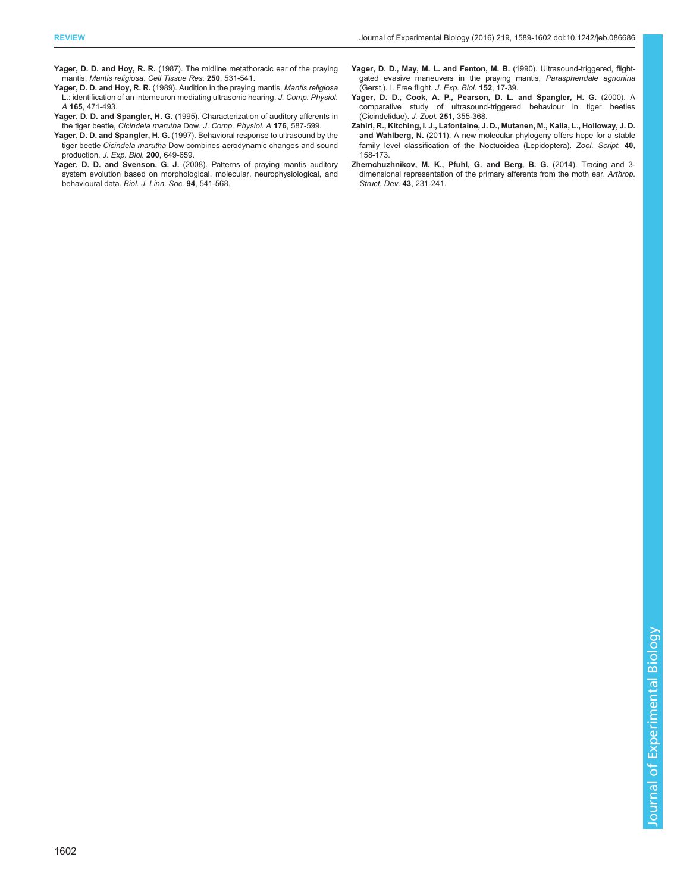**Yager, D. D. and Hoy, R. R.** (1987). The midline metathoracic ear of the praying mantis, *Mantis religiosa*. *Cell Tissue Res.* **250**, 531-541.

**Yager, D. D. and Hoy, R. R.** (1989). Audition in the praying mantis, *Mantis religiosa* L.: identification of an interneuron mediating ultrasonic hearing. *J. Comp. Physiol. A* **165**, 471-493.

**Yager, D. D. and Spangler, H. G.** (1995). Characterization of auditory afferents in the tiger beetle, *Cicindela marutha* Dow. *J. Comp. Physiol. A* **176**, 587-599.

**Yager, D. D. and Spangler, H. G.** (1997). Behavioral response to ultrasound by the tiger beetle *Cicindela marutha* Dow combines aerodynamic changes and sound production. *J. Exp. Biol.* **200**, 649-659.

**Yager, D. D. and Svenson, G. J.** (2008). Patterns of praying mantis auditory system evolution based on morphological, molecular, neurophysiological, and behavioural data. *Biol. J. Linn. Soc.* **94**, 541-568.

**Yager, D. D., May, M. L. and Fenton, M. B.** (1990). Ultrasound-triggered, flight-gated evasive maneuvers in the praying mantis, *Parasphendale agrionina* (Gerst.). I. Free flight. *J. Exp. Biol.* **152**, 17-39.

**Yager, D. D., Cook, A. P., Pearson, D. L. and Spangler, H. G.** (2000). A comparative study of ultrasound-triggered behaviour in tiger beetles (Cicindelidae). *J. Zool.* **251**, 355-368.

**Zahiri, R., Kitching, I. J., Lafontaine, J. D., Mutanen, M., Kaila, L., Holloway, J. D. and Wahlberg, N.** (2011). A new molecular phylogeny offers hope for a stable family level classification of the Noctuoidea (Lepidoptera). *Zool. Script.* **40**, 158-173.

**Zhemchuzhnikov, M. K., Pfuhl, G. and Berg, B. G.** (2014). Tracing and 3-dimensional representation of the primary afferents from the moth ear. *Arthrop. Struct. Dev.* **43**, 231-241.